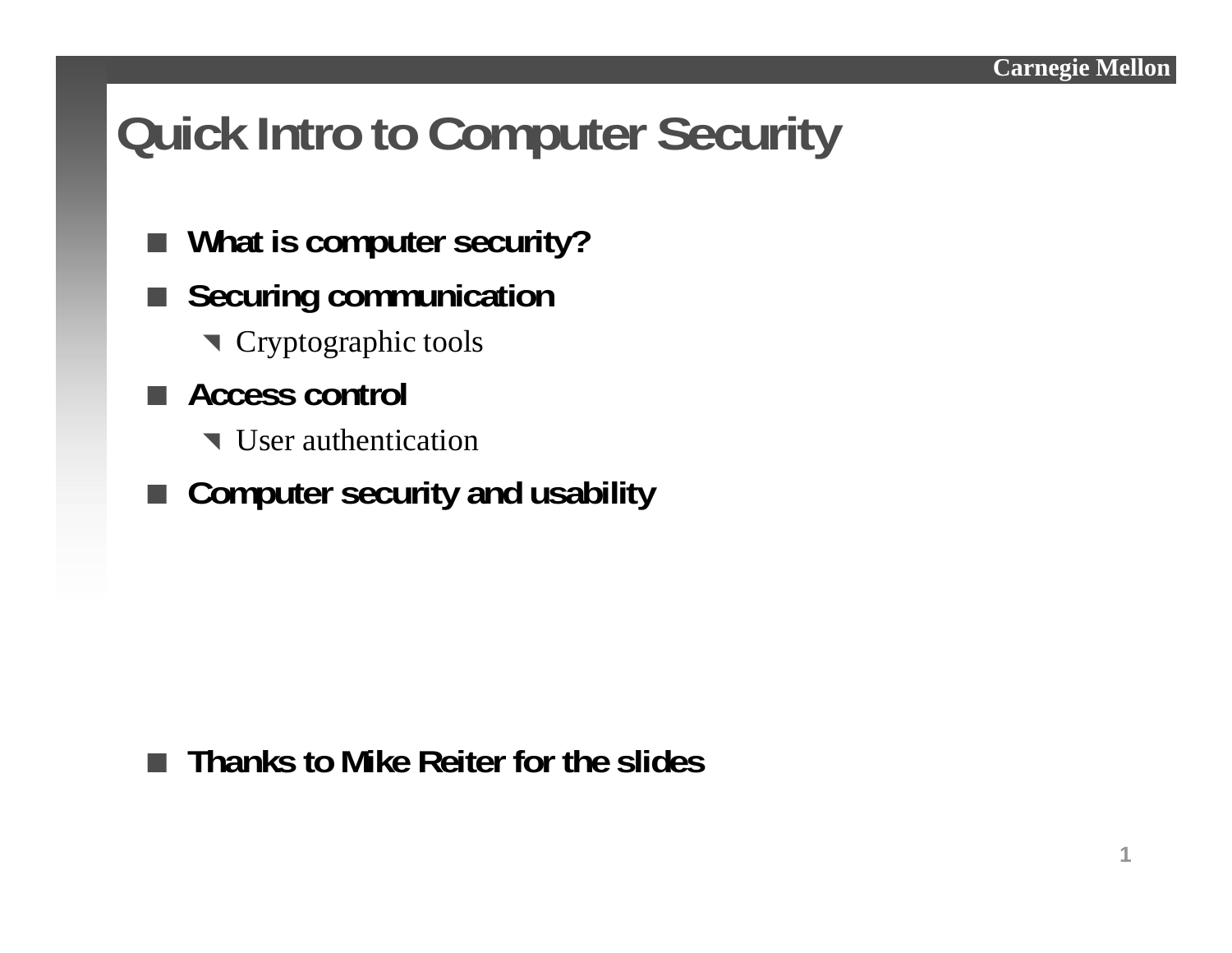# Quick Intro to Computer Security

- **What is computer security?**
- **Securing communication**
  - Cryptographic tools
- **Access control**
  - User authentication
- **Computer security and usability**

- **Thanks to Mike Reiter for the slides**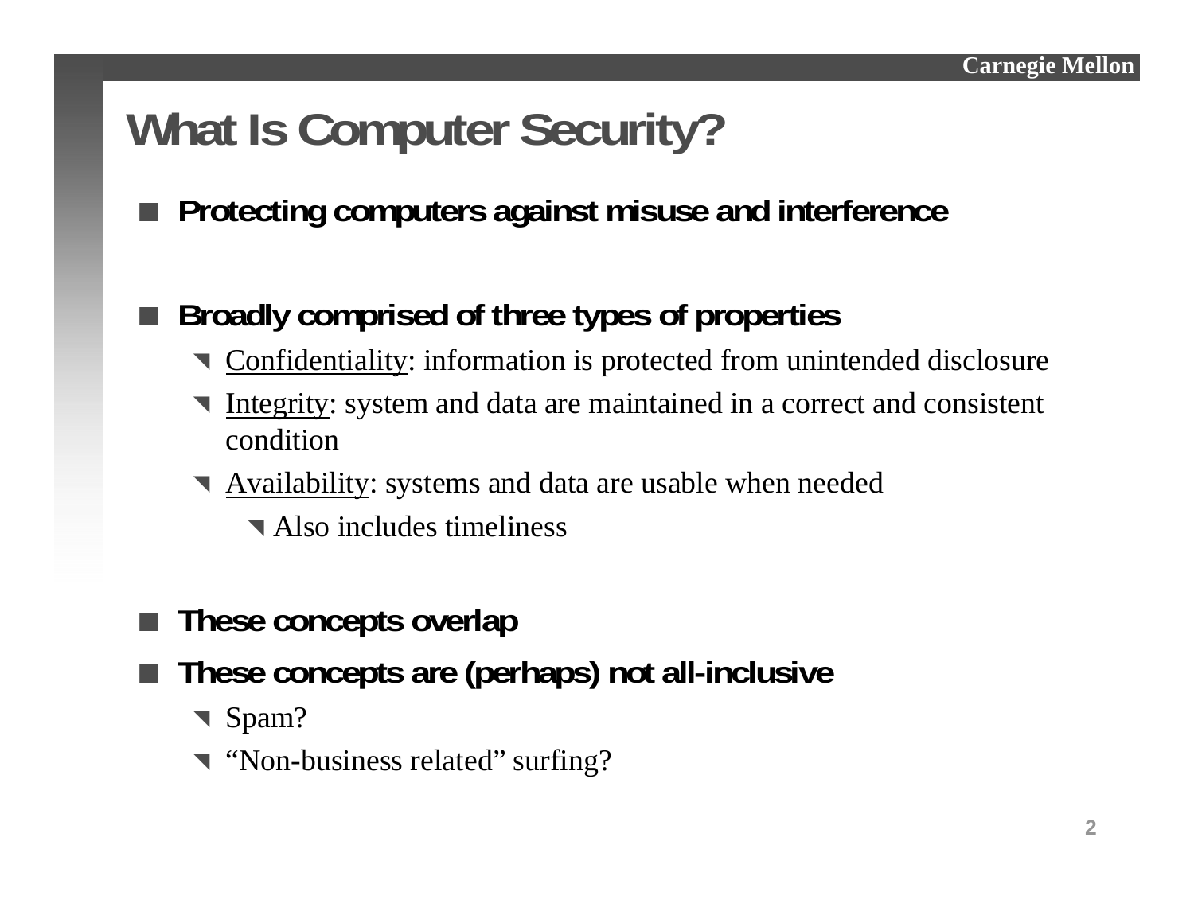# What Is Computer Security?

- **Protecting computers against misuse and interference**

- **Broadly comprised of three types of properties**
  - Confidentiality: information is protected from unintended disclosure
  - Integrity: system and data are maintained in a correct and consistent condition
  - Availability: systems and data are usable when needed
    - Also includes timeliness

- **These concepts overlap**
- **These concepts are (perhaps) not all-inclusive**
  - Spam?
  - "Non-business related" surfing?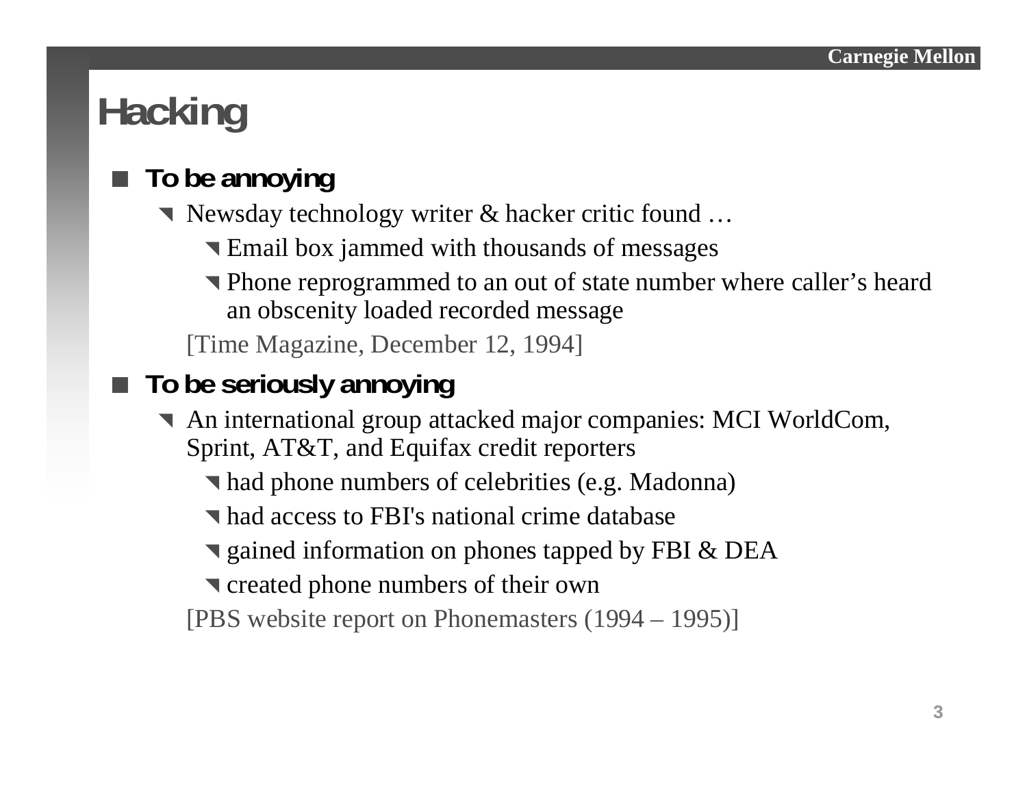# Hacking

- **To be annoying**
  - Newsday technology writer & hacker critic found …
    - Email box jammed with thousands of messages
    - Phone reprogrammed to an out of state number where caller's heard an obscenity loaded recorded message

  [Time Magazine, December 12, 1994]

- **To be seriously annoying**
  - An international group attacked major companies: MCI WorldCom, Sprint, AT&T, and Equifax credit reporters
    - had phone numbers of celebrities (e.g. Madonna)
    - had access to FBI's national crime database
    - gained information on phones tapped by FBI & DEA
    - created phone numbers of their own

  [PBS website report on Phonemasters (1994 – 1995)]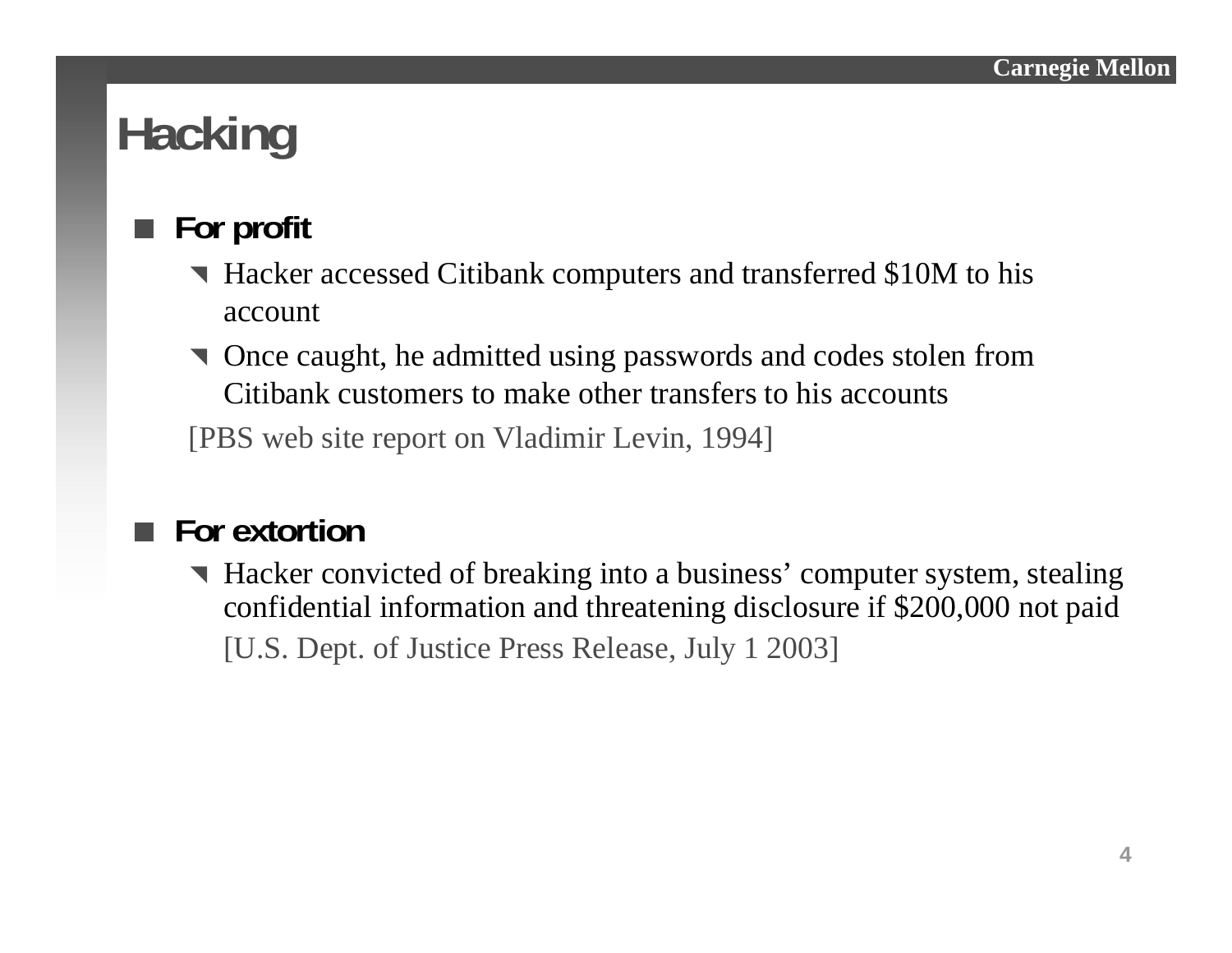# Hacking

- **For profit**
  - Hacker accessed Citibank computers and transferred $10M to his account
  - Once caught, he admitted using passwords and codes stolen from Citibank customers to make other transfers to his accounts

  [PBS web site report on Vladimir Levin, 1994]

- **For extortion**
  - Hacker convicted of breaking into a business' computer system, stealing confidential information and threatening disclosure if $200,000 not paid

    [U.S. Dept. of Justice Press Release, July 1 2003]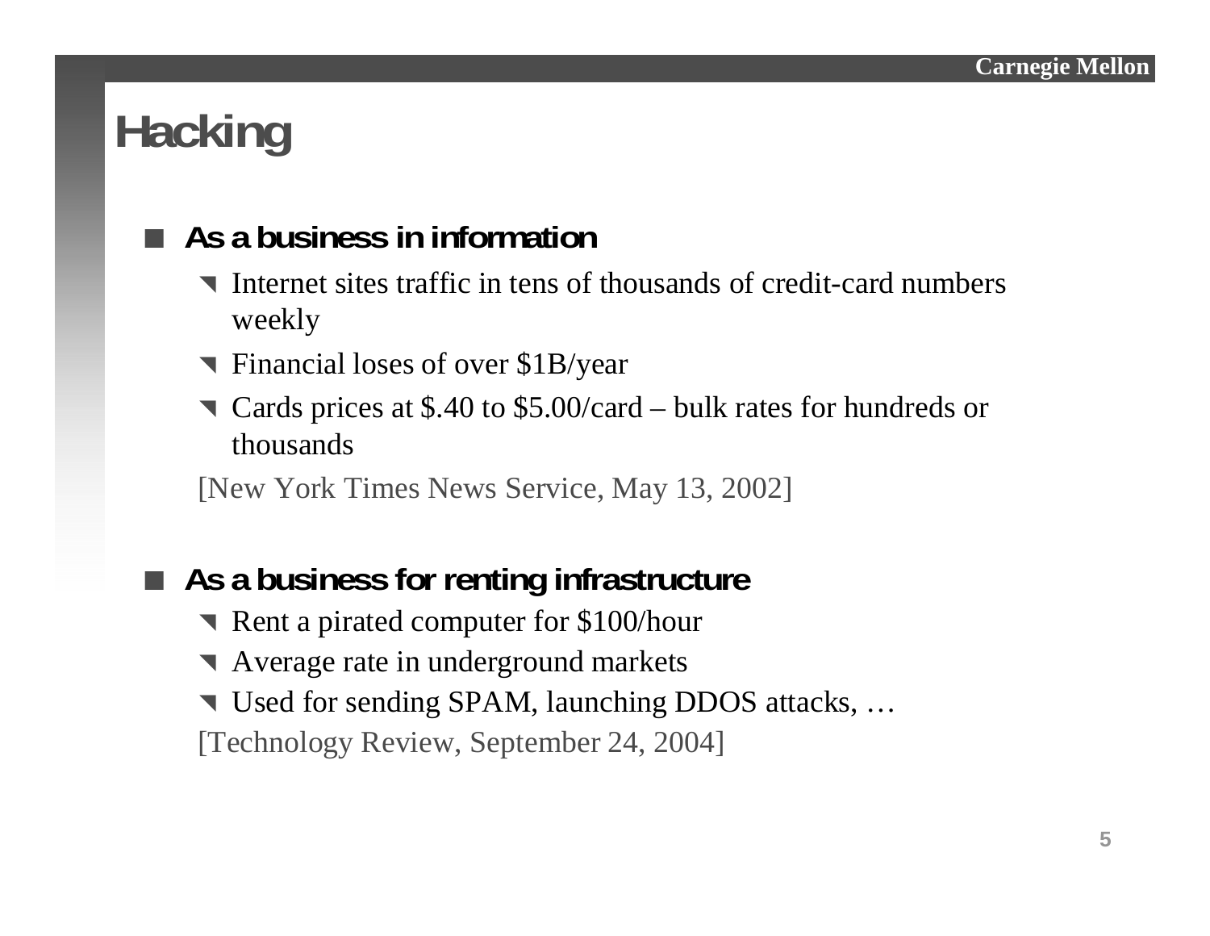# Hacking

- **As a business in information**
  - Internet sites traffic in tens of thousands of credit-card numbers weekly
  - Financial loses of over $1B/year
  - Cards prices at $.40 to $5.00/card – bulk rates for hundreds or thousands

  [New York Times News Service, May 13, 2002]

- **As a business for renting infrastructure**
  - Rent a pirated computer for $100/hour
  - Average rate in underground markets
  - Used for sending SPAM, launching DDOS attacks, …

  [Technology Review, September 24, 2004]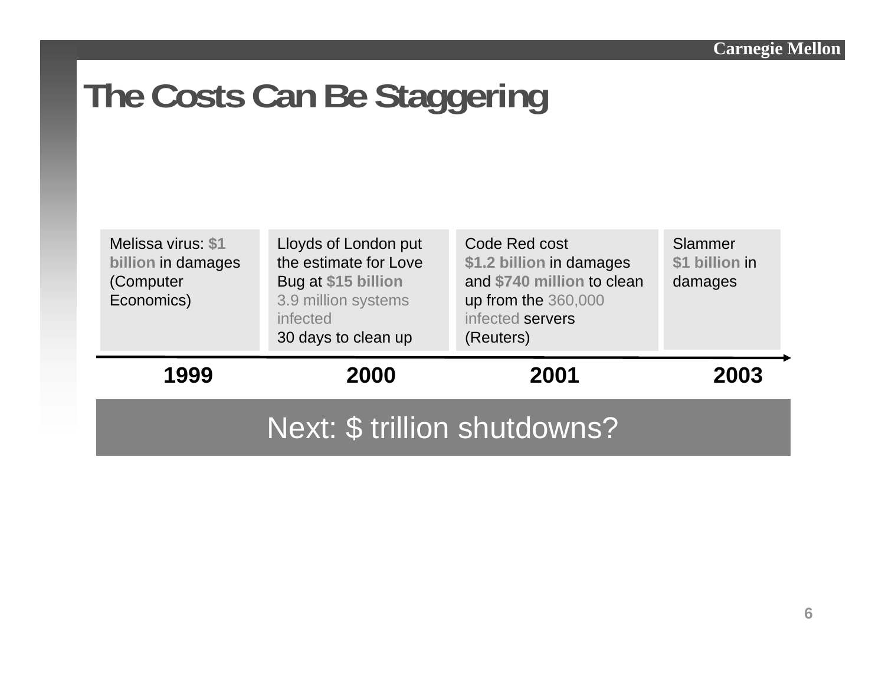# The Costs Can Be Staggering

| 1999 | 2000 | 2001 | 2003 |
|---|---|---|---|
| Melissa virus: **$1 billion** in damages (Computer Economics) | Lloyds of London put the estimate for Love Bug at **$15 billion** 3.9 million systems infected 30 days to clean up | Code Red cost **$1.2 billion** in damages and **$740 million** to clean up from the 360,000 infected servers (Reuters) | Slammer **$1 billion** in damages |

**Next: $ trillion shutdowns?**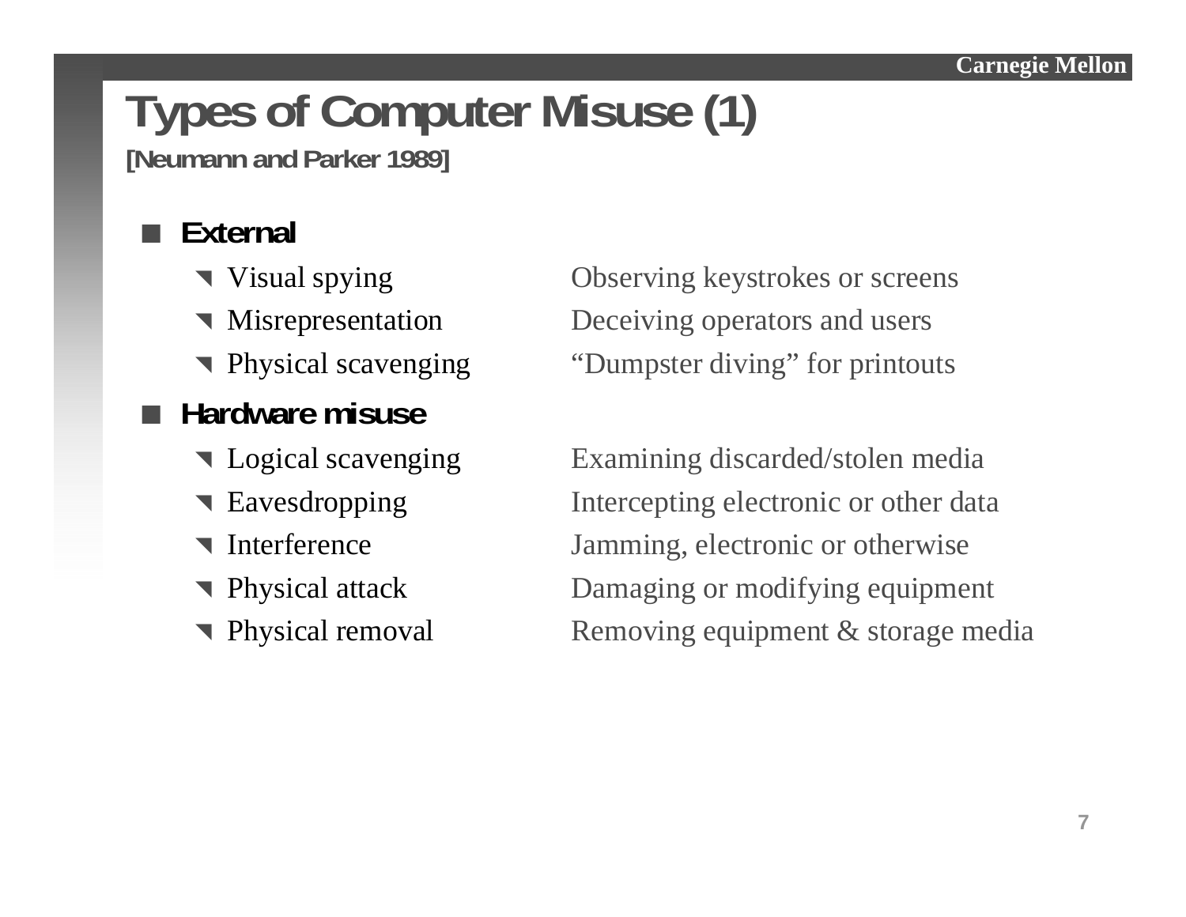# Types of Computer Misuse (1)

**[Neumann and Parker 1989]**

- **External**
  - Visual spying — Observing keystrokes or screens
  - Misrepresentation — Deceiving operators and users
  - Physical scavenging — "Dumpster diving" for printouts
- **Hardware misuse**
  - Logical scavenging — Examining discarded/stolen media
  - Eavesdropping — Intercepting electronic or other data
  - Interference — Jamming, electronic or otherwise
  - Physical attack — Damaging or modifying equipment
  - Physical removal — Removing equipment & storage media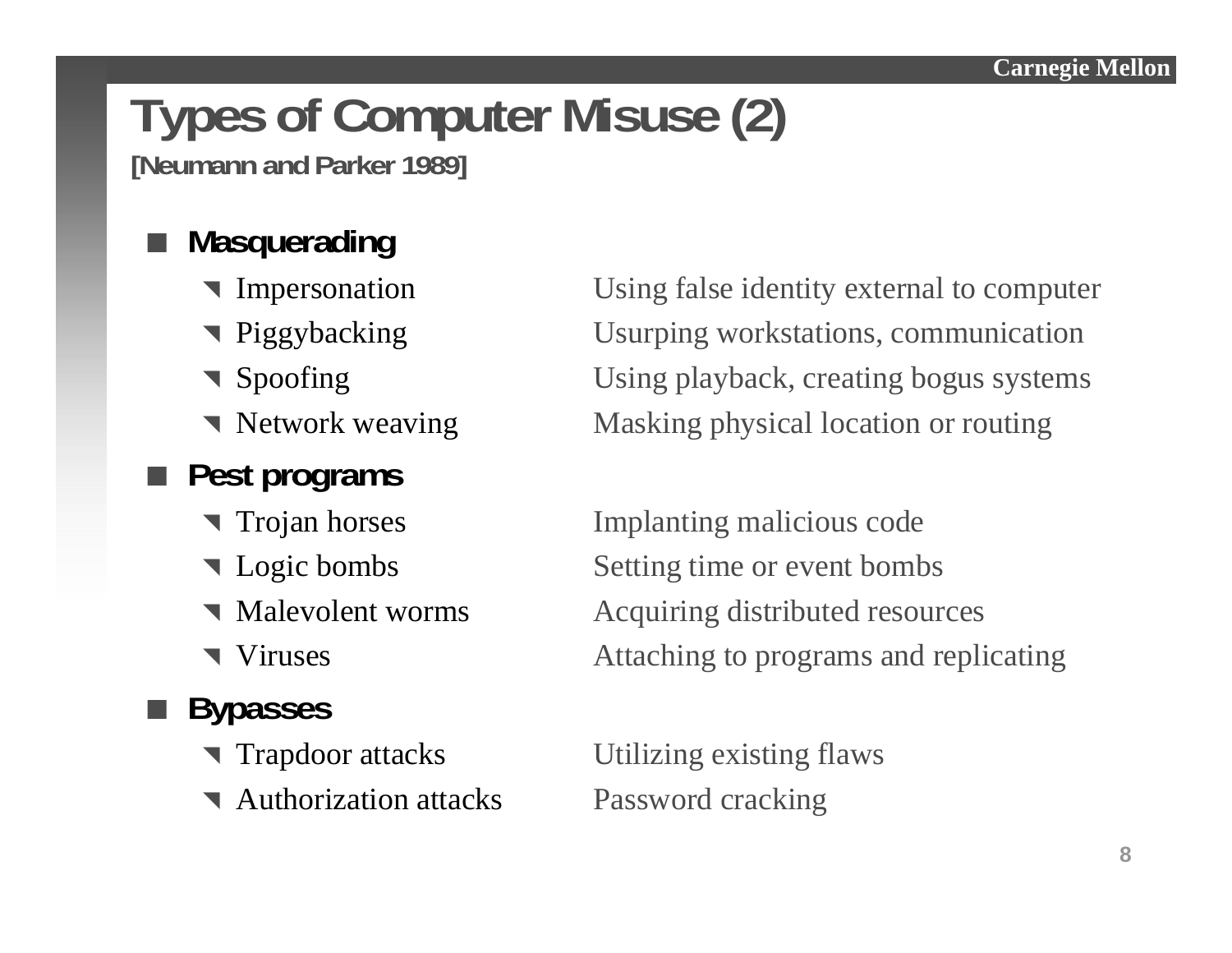# Types of Computer Misuse (2)

**[Neumann and Parker 1989]**

- **Masquerading**
  - Impersonation — Using false identity external to computer
  - Piggybacking — Usurping workstations, communication
  - Spoofing — Using playback, creating bogus systems
  - Network weaving — Masking physical location or routing
- **Pest programs**
  - Trojan horses — Implanting malicious code
  - Logic bombs — Setting time or event bombs
  - Malevolent worms — Acquiring distributed resources
  - Viruses — Attaching to programs and replicating
- **Bypasses**
  - Trapdoor attacks — Utilizing existing flaws
  - Authorization attacks — Password cracking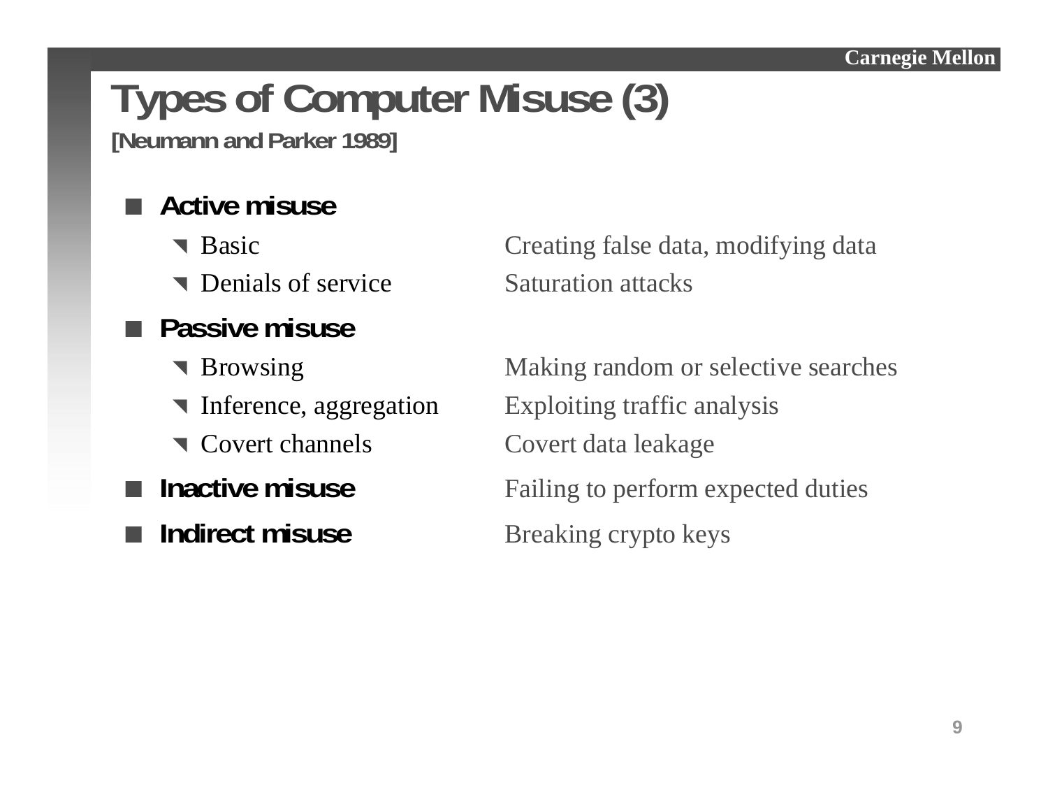# Types of Computer Misuse (3)

**[Neumann and Parker 1989]**

- **Active misuse**
  - Basic — Creating false data, modifying data
  - Denials of service — Saturation attacks
- **Passive misuse**
  - Browsing — Making random or selective searches
  - Inference, aggregation — Exploiting traffic analysis
  - Covert channels — Covert data leakage
- **Inactive misuse** — Failing to perform expected duties
- **Indirect misuse** — Breaking crypto keys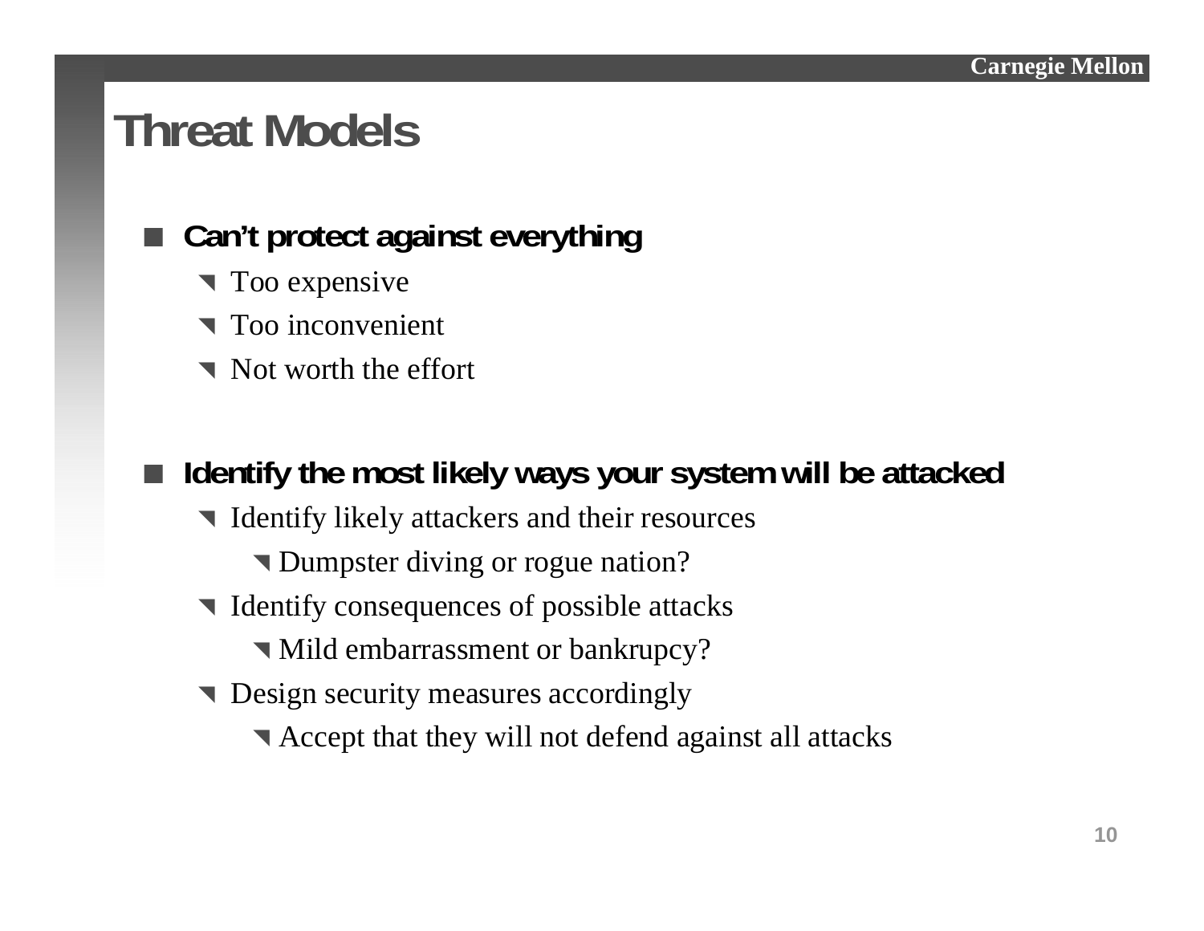# Threat Models

- **Can't protect against everything**
  - Too expensive
  - Too inconvenient
  - Not worth the effort

- **Identify the most likely ways your system will be attacked**
  - Identify likely attackers and their resources
    - Dumpster diving or rogue nation?
  - Identify consequences of possible attacks
    - Mild embarrassment or bankrupcy?
  - Design security measures accordingly
    - Accept that they will not defend against all attacks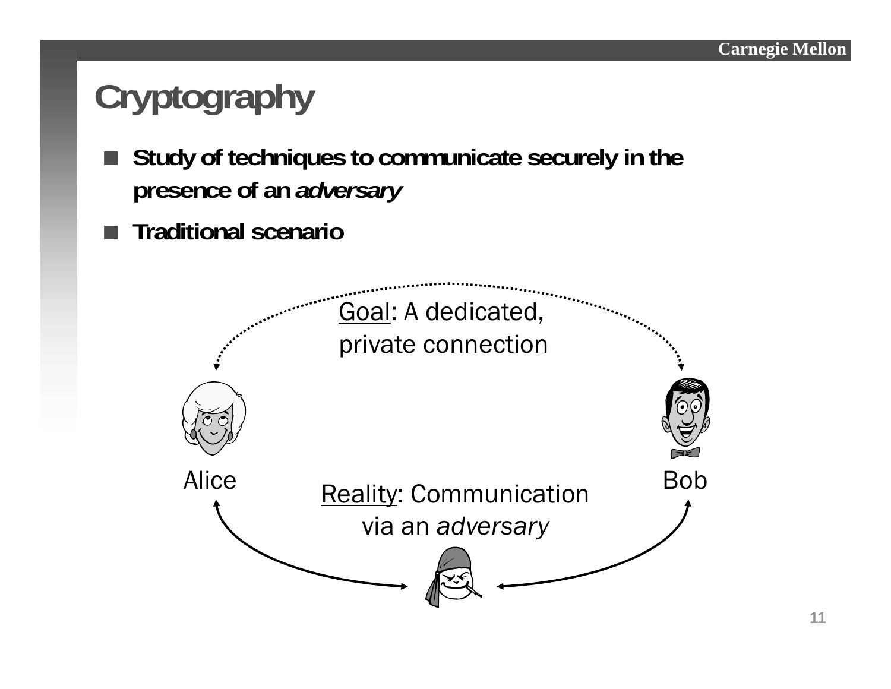# Cryptography

- **Study of techniques to communicate securely in the presence of an *adversary***
- **Traditional scenario**

Goal: A dedicated, private connection

Alice

Bob

Reality: Communication via an *adversary*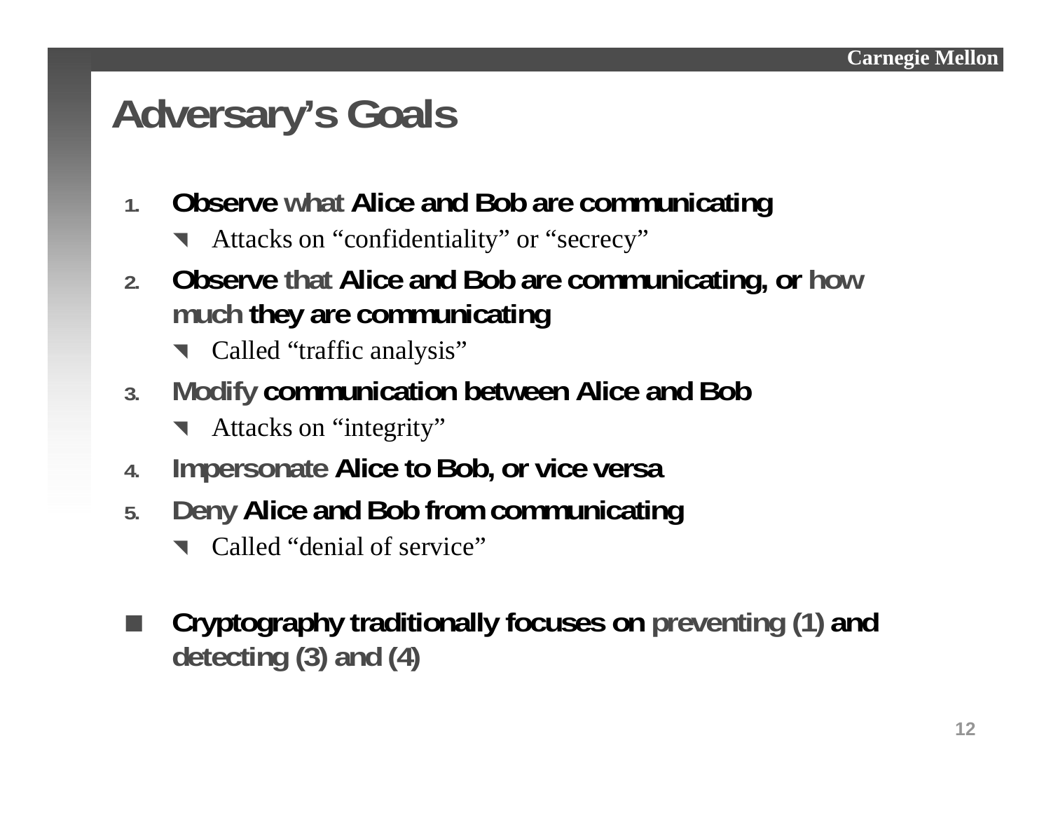# Adversary's Goals

1. **Observe what Alice and Bob are communicating**
   - Attacks on "confidentiality" or "secrecy"
2. **Observe that Alice and Bob are communicating, or how much they are communicating**
   - Called "traffic analysis"
3. **Modify communication between Alice and Bob**
   - Attacks on "integrity"
4. **Impersonate Alice to Bob, or vice versa**
5. **Deny Alice and Bob from communicating**
   - Called "denial of service"

- **Cryptography traditionally focuses on preventing (1) and detecting (3) and (4)**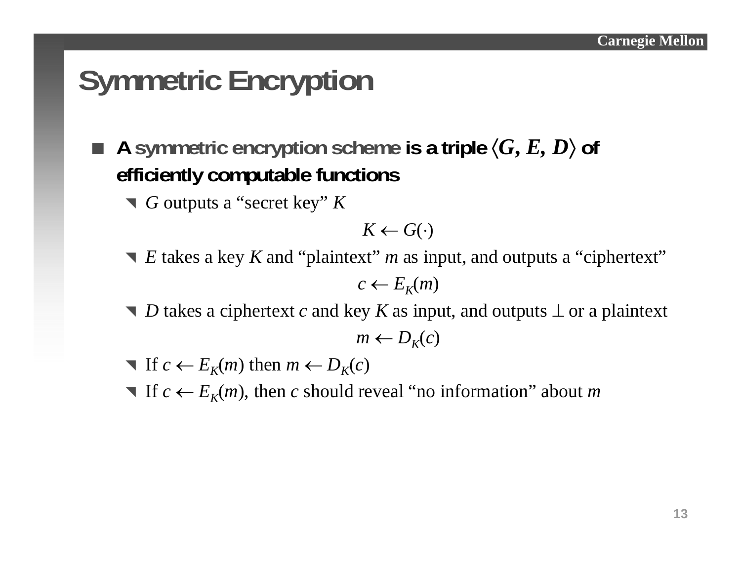# Symmetric Encryption

- **A symmetric encryption scheme is a triple $\langle G, E, D \rangle$ of efficiently computable functions**
  - $G$ outputs a "secret key" $K$

    $$K \leftarrow G(\cdot)$$

  - $E$ takes a key $K$ and "plaintext" $m$ as input, and outputs a "ciphertext"

    $$c \leftarrow E_K(m)$$

  - $D$ takes a ciphertext $c$ and key $K$ as input, and outputs $\perp$ or a plaintext

    $$m \leftarrow D_K(c)$$

  - If $c \leftarrow E_K(m)$ then $m \leftarrow D_K(c)$
  - If $c \leftarrow E_K(m)$, then $c$ should reveal "no information" about $m$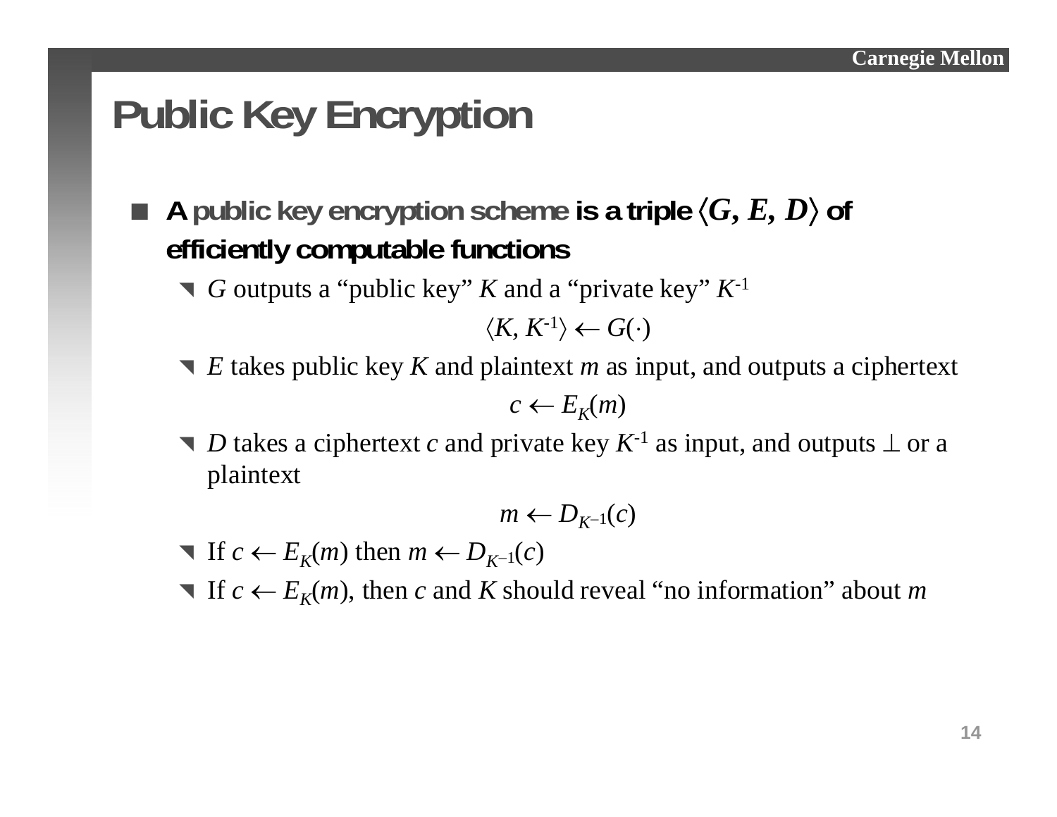# Public Key Encryption

- A **public key encryption scheme** is a triple $\langle G, E, D \rangle$ of efficiently computable functions
  - $G$ outputs a "public key" $K$ and a "private key" $K^{-1}$

    $$\langle K, K^{-1} \rangle \leftarrow G(\cdot)$$

  - $E$ takes public key $K$ and plaintext $m$ as input, and outputs a ciphertext

    $$c \leftarrow E_K(m)$$

  - $D$ takes a ciphertext $c$ and private key $K^{-1}$ as input, and outputs $\perp$ or a plaintext

    $$m \leftarrow D_{K^{-1}}(c)$$

  - If $c \leftarrow E_K(m)$ then $m \leftarrow D_{K^{-1}}(c)$
  - If $c \leftarrow E_K(m)$, then $c$ and $K$ should reveal "no information" about $m$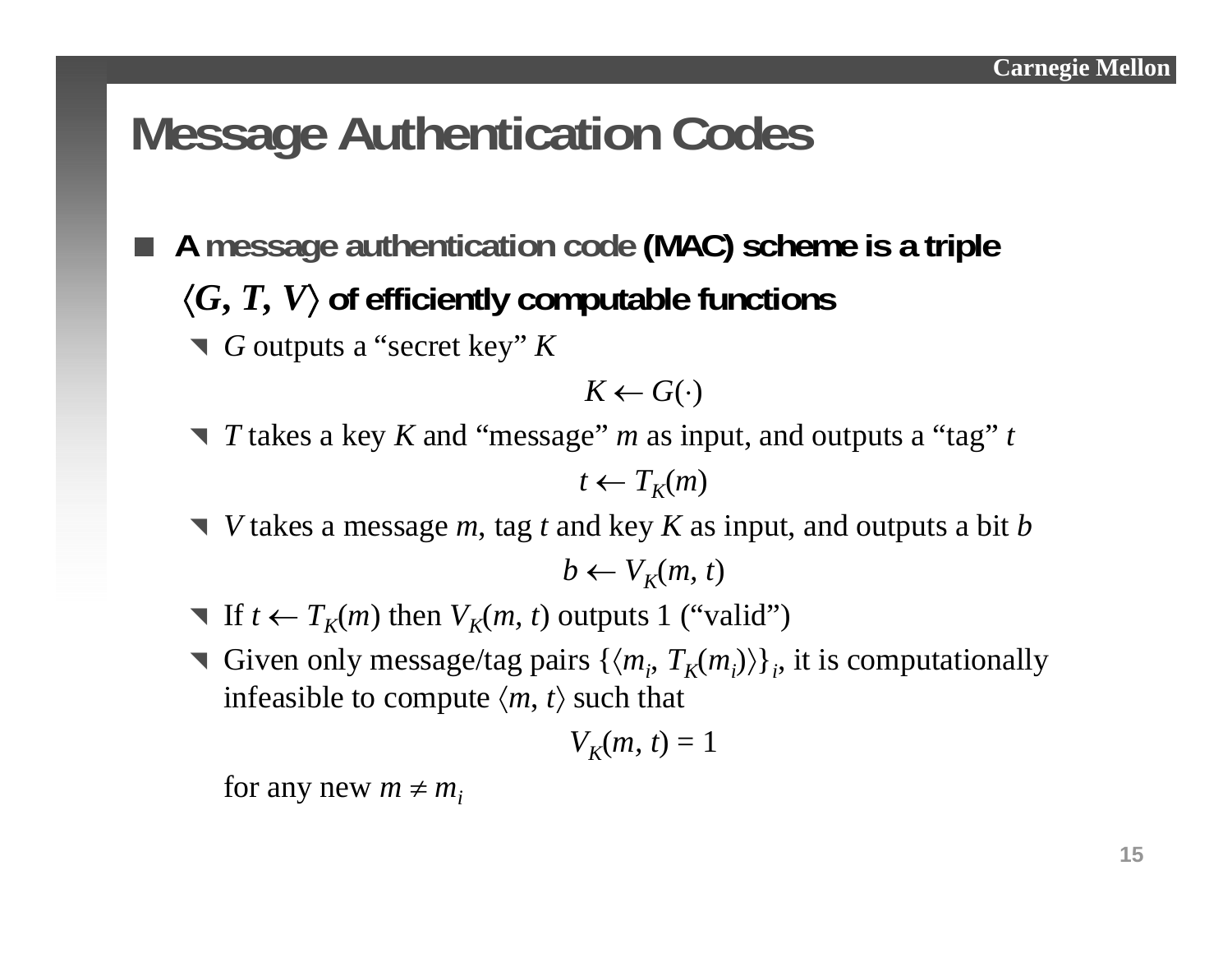# Message Authentication Codes

- **A message authentication code (MAC) scheme is a triple $\langle G, T, V \rangle$ of efficiently computable functions**
  - $G$ outputs a "secret key" $K$

    $$K \leftarrow G(\cdot)$$

  - $T$ takes a key $K$ and "message" $m$ as input, and outputs a "tag" $t$

    $$t \leftarrow T_K(m)$$

  - $V$ takes a message $m$, tag $t$ and key $K$ as input, and outputs a bit $b$

    $$b \leftarrow V_K(m, t)$$

  - If $t \leftarrow T_K(m)$ then $V_K(m, t)$ outputs 1 ("valid")
  - Given only message/tag pairs $\{\langle m_i, T_K(m_i)\rangle\}_i$, it is computationally infeasible to compute $\langle m, t\rangle$ such that

    $$V_K(m, t) = 1$$

    for any new $m \neq m_i$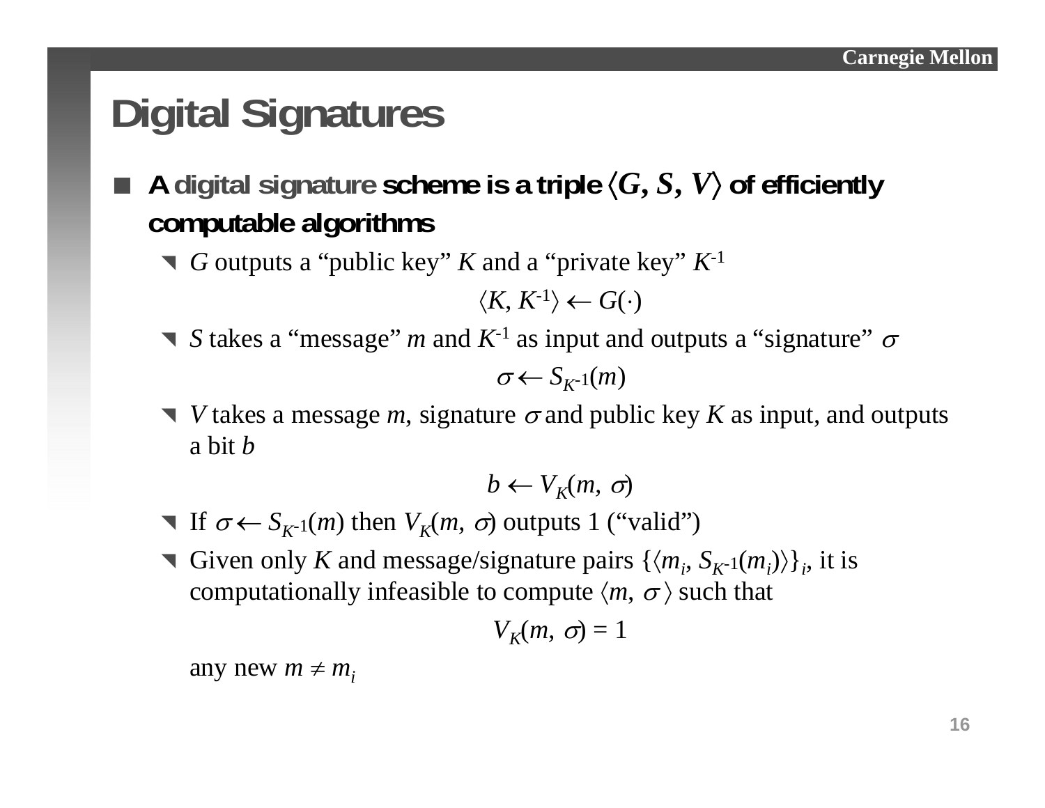# Digital Signatures

- **A digital signature scheme is a triple $\langle G, S, V \rangle$ of efficiently computable algorithms**
  - $G$ outputs a "public key" $K$ and a "private key" $K^{-1}$

    $$\langle K, K^{-1} \rangle \leftarrow G(\cdot)$$

  - $S$ takes a "message" $m$ and $K^{-1}$ as input and outputs a "signature" $\sigma$

    $$\sigma \leftarrow S_{K^{-1}}(m)$$

  - $V$ takes a message $m$, signature $\sigma$ and public key $K$ as input, and outputs a bit $b$

    $$b \leftarrow V_K(m, \sigma)$$

  - If $\sigma \leftarrow S_{K^{-1}}(m)$ then $V_K(m, \sigma)$ outputs 1 ("valid")
  - Given only $K$ and message/signature pairs $\{\langle m_i, S_{K^{-1}}(m_i) \rangle\}_i$, it is computationally infeasible to compute $\langle m, \sigma \rangle$ such that

    $$V_K(m, \sigma) = 1$$

    any new $m \neq m_i$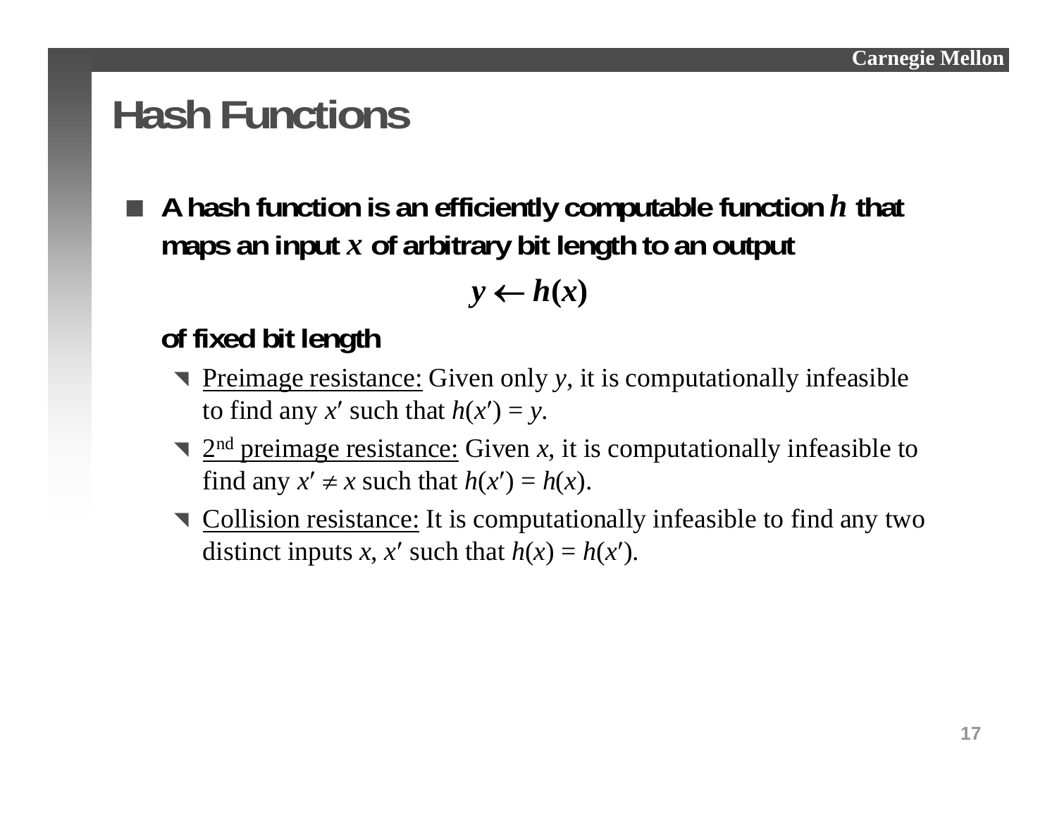# Hash Functions

- **A hash function is an efficiently computable function $h$ that maps an input $x$ of arbitrary bit length to an output**

$$y \leftarrow h(x)$$

  **of fixed bit length**

  - Preimage resistance: Given only $y$, it is computationally infeasible to find any $x'$ such that $h(x') = y$.
  - 2nd preimage resistance: Given $x$, it is computationally infeasible to find any $x' \neq x$ such that $h(x') = h(x)$.
  - Collision resistance: It is computationally infeasible to find any two distinct inputs $x$, $x'$ such that $h(x) = h(x')$.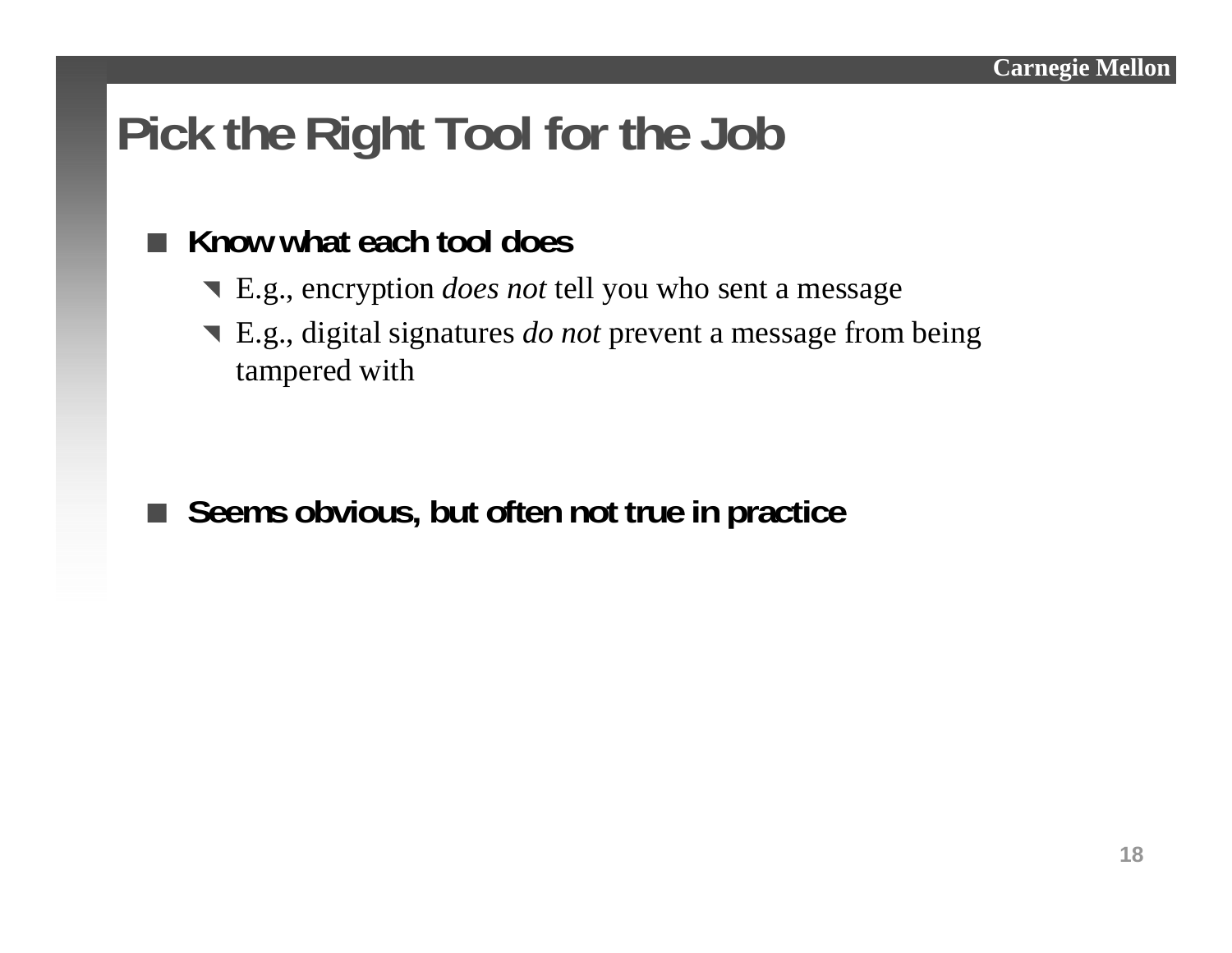# Pick the Right Tool for the Job

- **Know what each tool does**
  - E.g., encryption *does not* tell you who sent a message
  - E.g., digital signatures *do not* prevent a message from being tampered with

- **Seems obvious, but often not true in practice**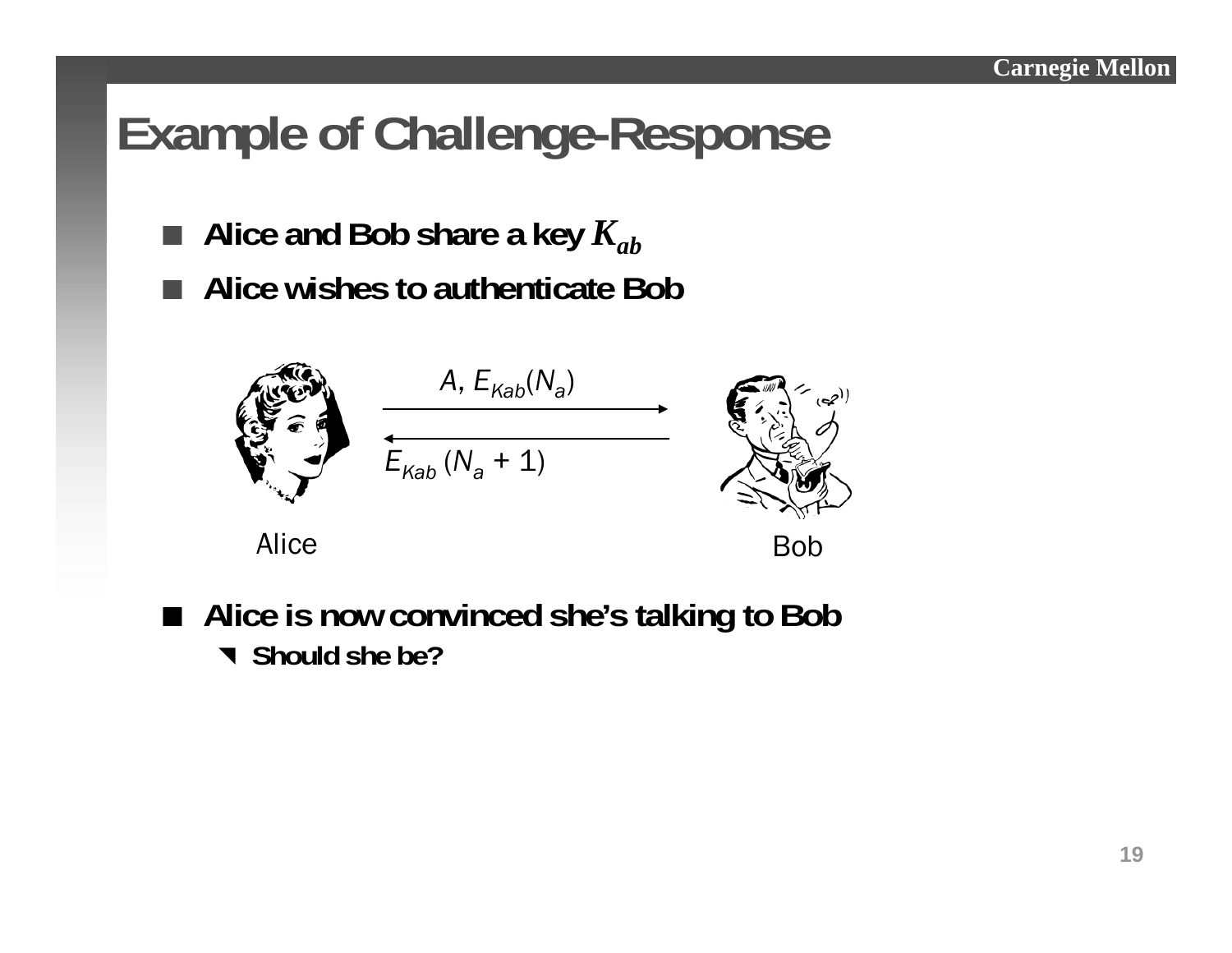# Example of Challenge-Response

- **Alice and Bob share a key $K_{ab}$**
- **Alice wishes to authenticate Bob**

$A, E_{Kab}(N_a)$

$E_{Kab}(N_a + 1)$

Alice

Bob

- **Alice is now convinced she's talking to Bob**
  - **Should she be?**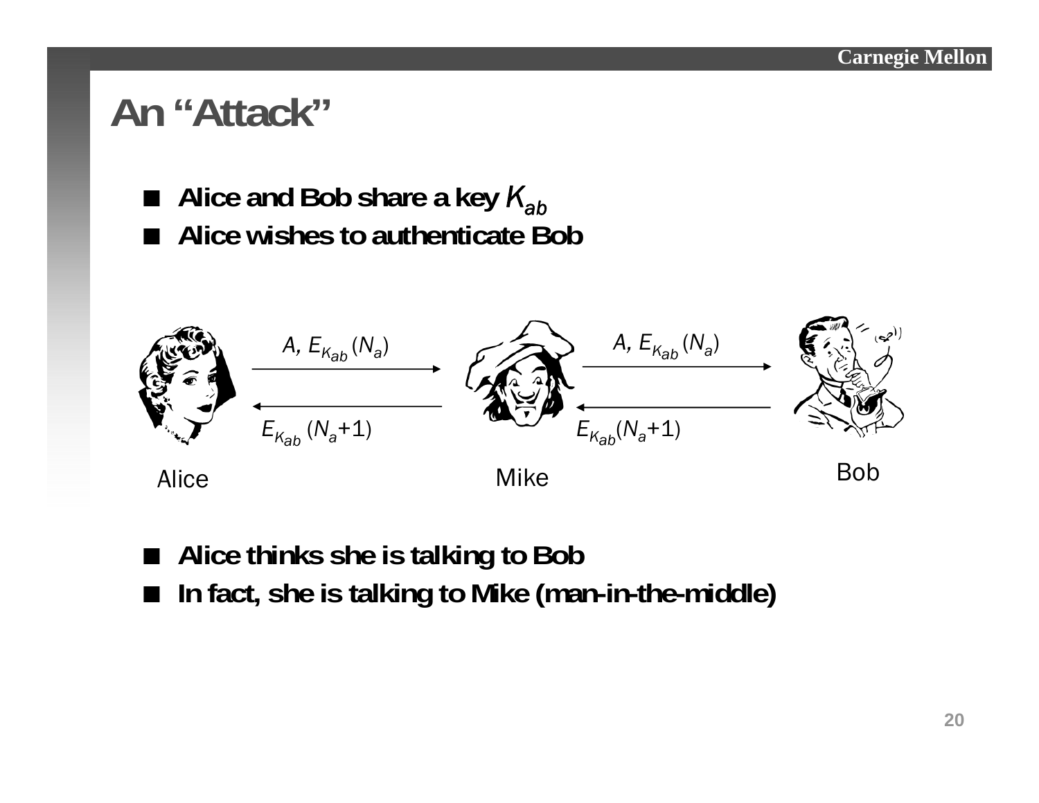# An "Attack"

- Alice and Bob share a key $K_{ab}$
- Alice wishes to authenticate Bob

$A, E_{K_{ab}}(N_a)$

$A, E_{K_{ab}}(N_a)$

$E_{K_{ab}}(N_a+1)$

$E_{K_{ab}}(N_a+1)$

Alice

Mike

Bob

- Alice thinks she is talking to Bob
- In fact, she is talking to Mike (man-in-the-middle)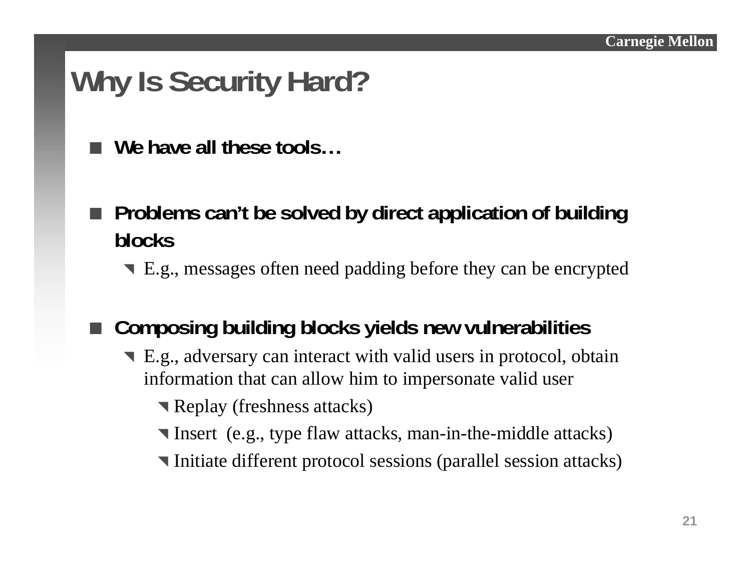# Why Is Security Hard?

- **We have all these tools…**

- **Problems can't be solved by direct application of building blocks**
  - E.g., messages often need padding before they can be encrypted

- **Composing building blocks yields new vulnerabilities**
  - E.g., adversary can interact with valid users in protocol, obtain information that can allow him to impersonate valid user
    - Replay (freshness attacks)
    - Insert (e.g., type flaw attacks, man-in-the-middle attacks)
    - Initiate different protocol sessions (parallel session attacks)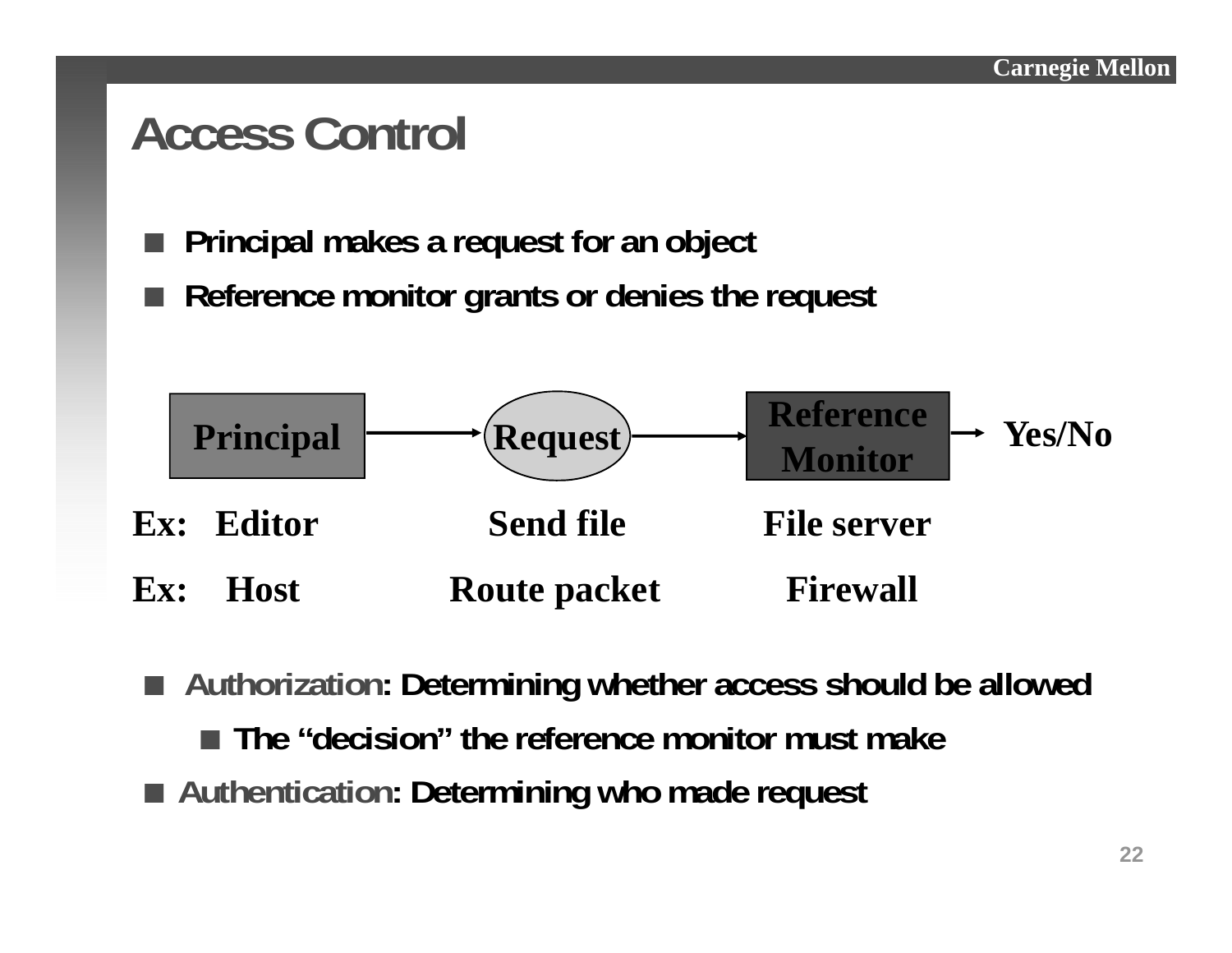# Access Control

- Principal makes a request for an object
- Reference monitor grants or denies the request

Principal → Request → Reference Monitor → Yes/No

| | Principal | Request | Reference Monitor |
|---|---|---|---|
| Ex: | Editor | Send file | File server |
| Ex: | Host | Route packet | Firewall |

- **Authorization**: Determining whether access should be allowed
  - The "decision" the reference monitor must make
- **Authentication**: Determining who made request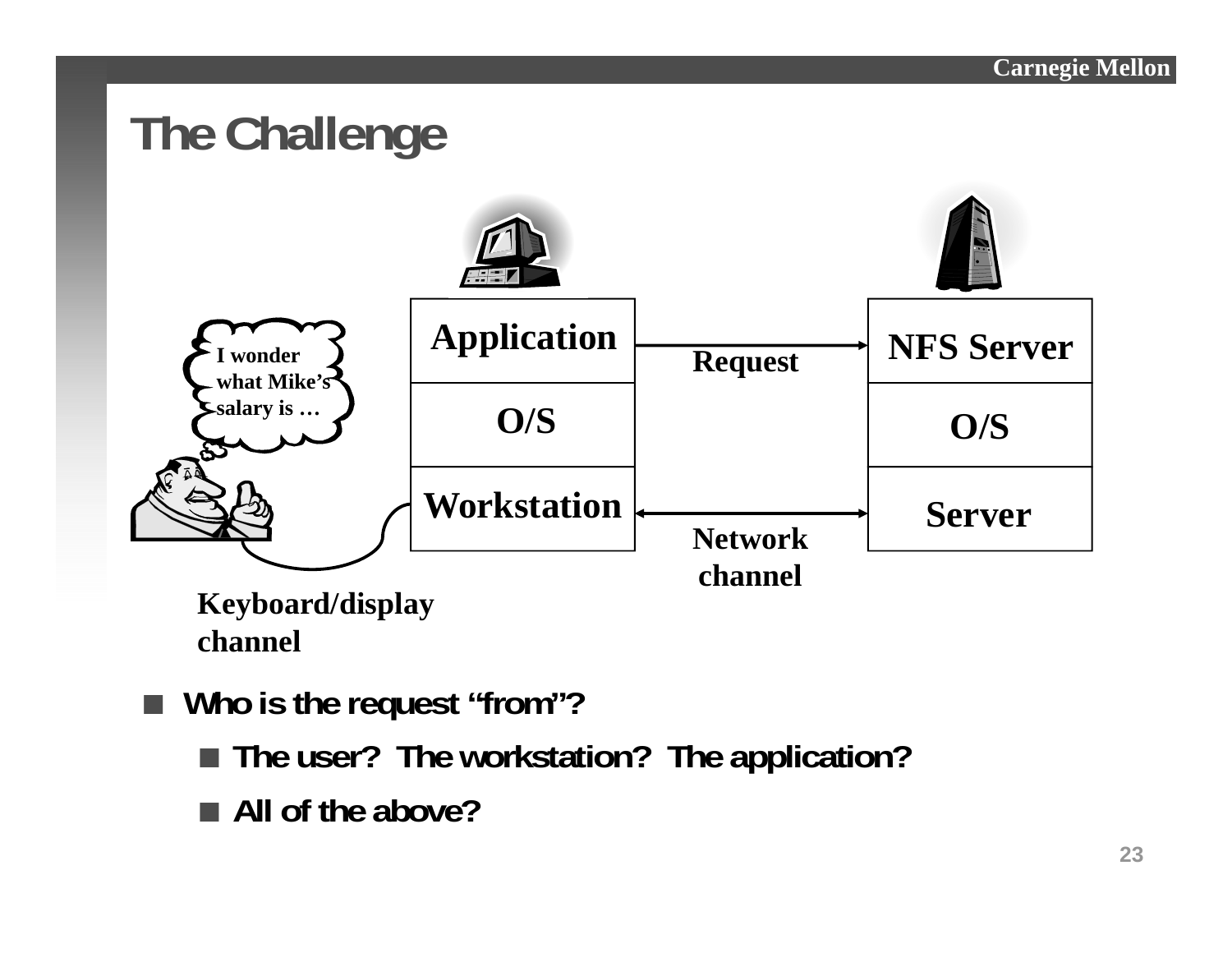# The Challenge

I wonder what Mike's salary is …

| Application | Request → | NFS Server |
|---|---|---|
| O/S | | O/S |
| Workstation | ↔ Network channel | Server |

Keyboard/display channel

- **Who is the request "from"?**
  - **The user? The workstation? The application?**
  - **All of the above?**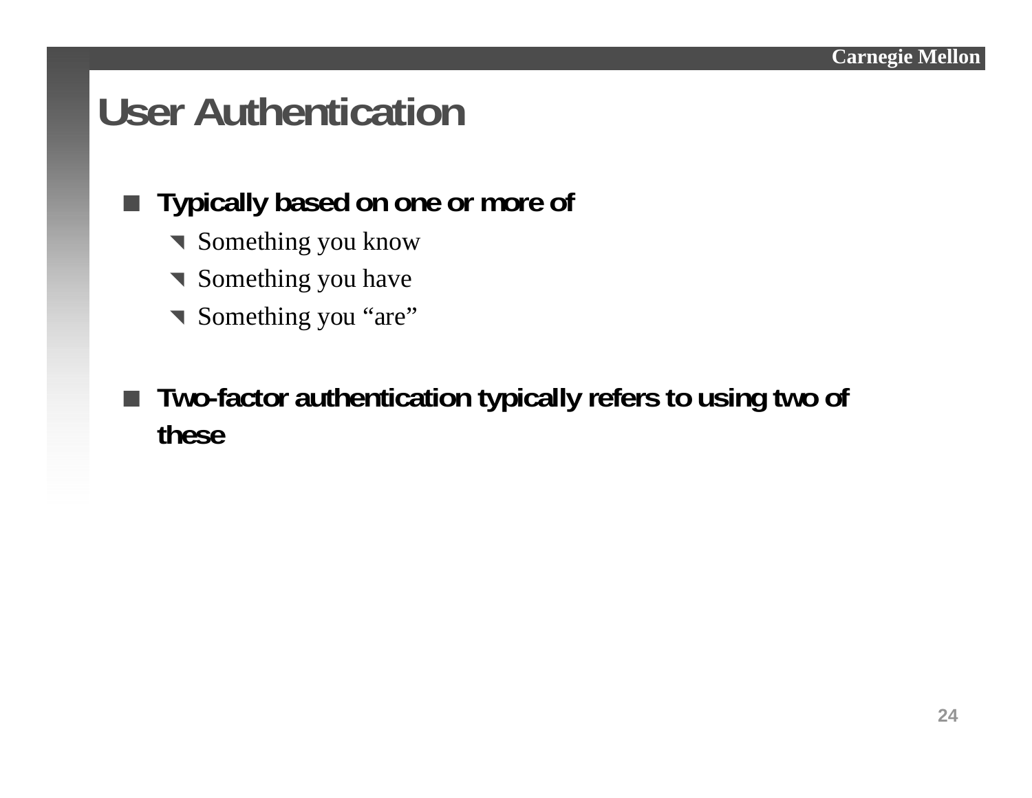# User Authentication

- **Typically based on one or more of**
  - Something you know
  - Something you have
  - Something you “are”

- **Two-factor authentication typically refers to using two of these**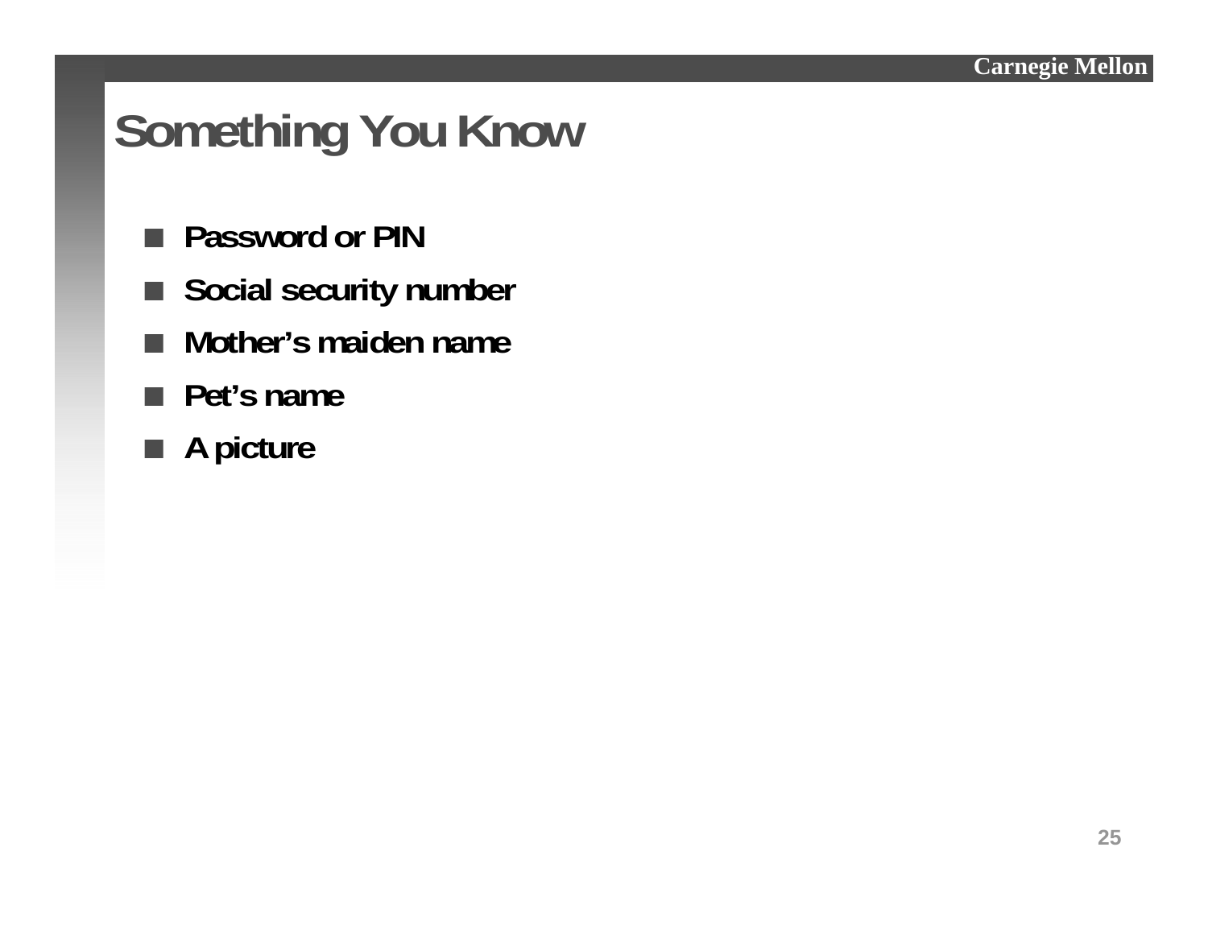# Something You Know

- **Password or PIN**
- **Social security number**
- **Mother's maiden name**
- **Pet's name**
- **A picture**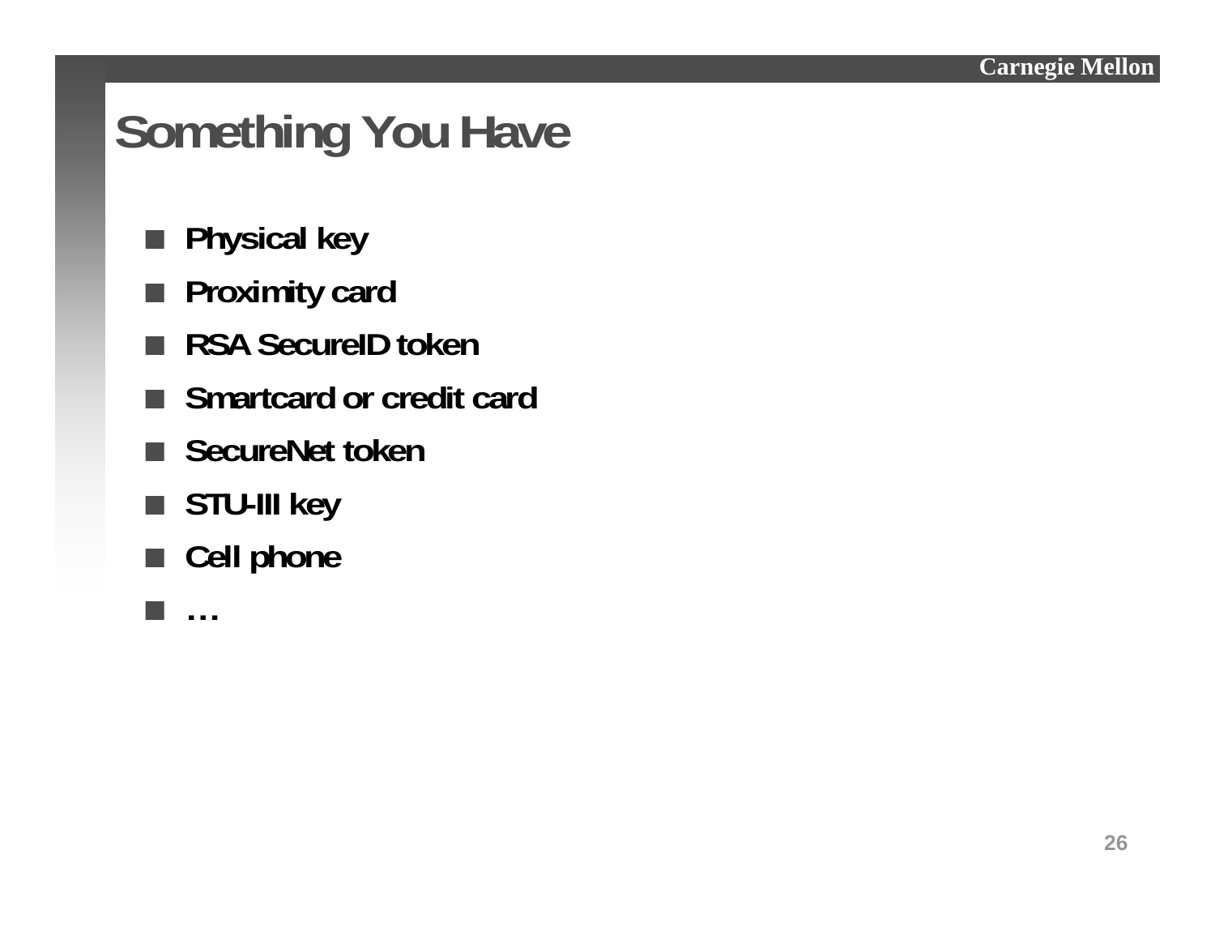# Something You Have

- Physical key
- Proximity card
- RSA SecureID token
- Smartcard or credit card
- SecureNet token
- STU-III key
- Cell phone
- …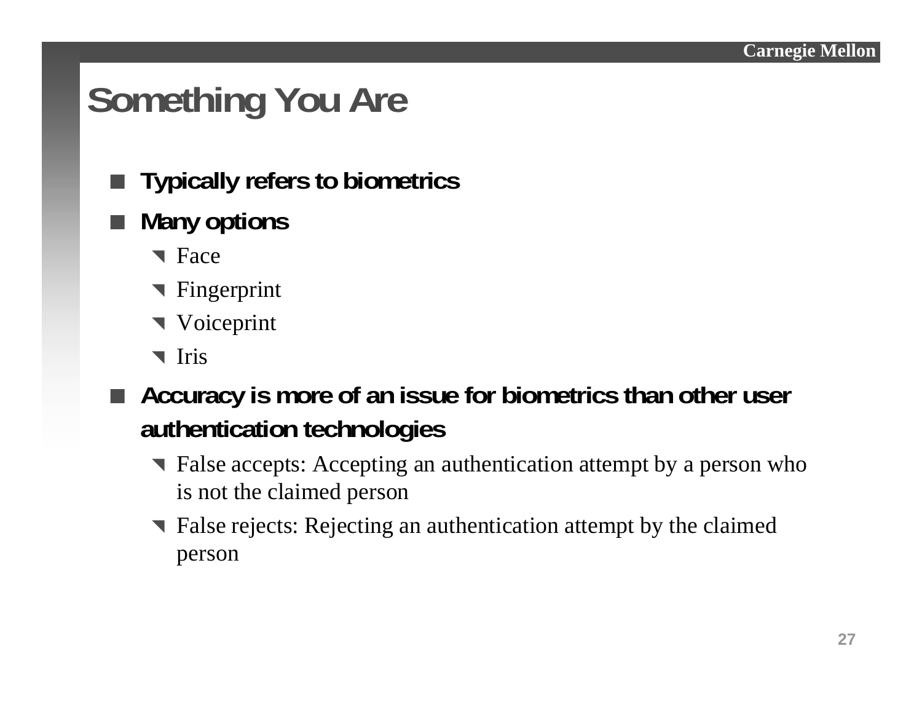# Something You Are

- **Typically refers to biometrics**
- **Many options**
  - Face
  - Fingerprint
  - Voiceprint
  - Iris
- **Accuracy is more of an issue for biometrics than other user authentication technologies**
  - False accepts: Accepting an authentication attempt by a person who is not the claimed person
  - False rejects: Rejecting an authentication attempt by the claimed person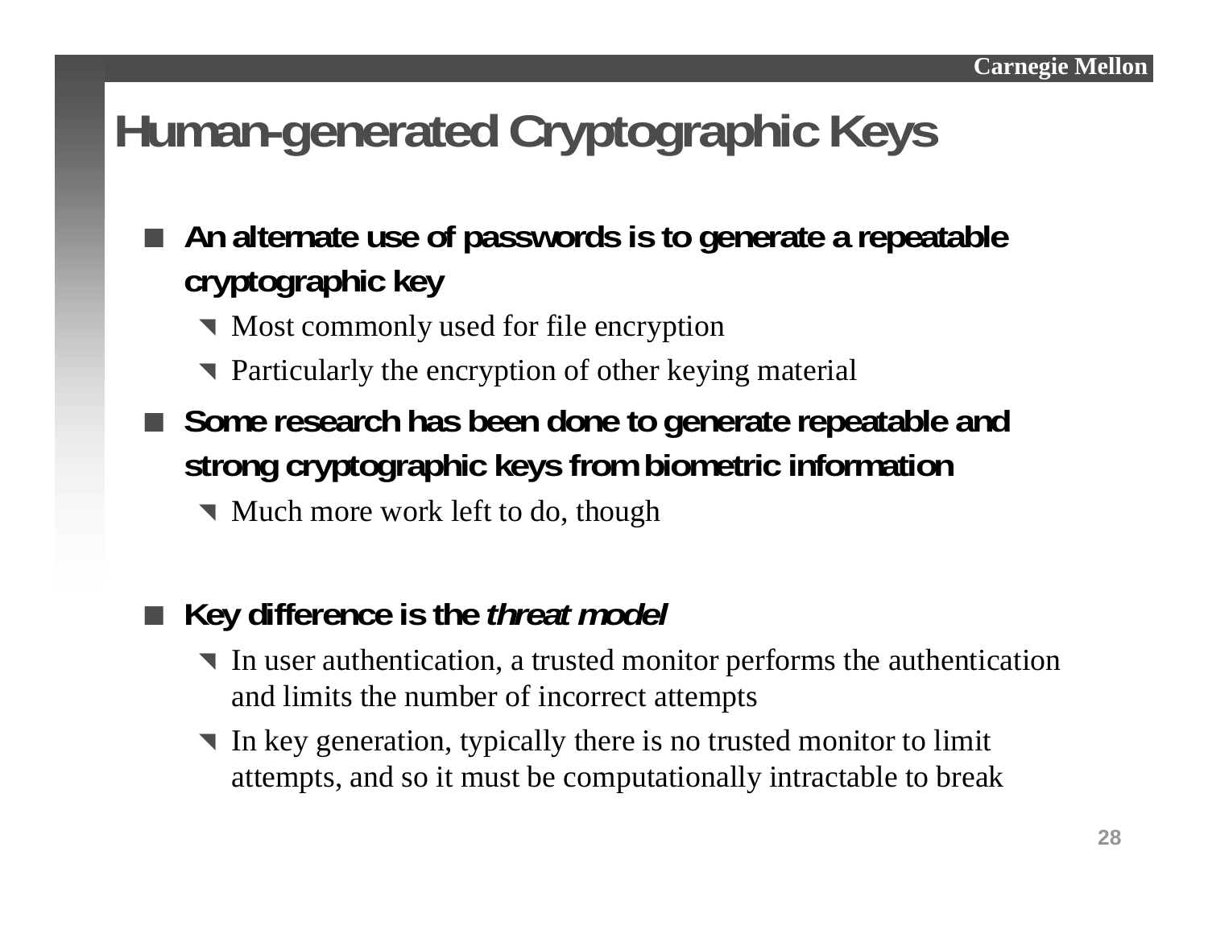# Human-generated Cryptographic Keys

- **An alternate use of passwords is to generate a repeatable cryptographic key**
  - Most commonly used for file encryption
  - Particularly the encryption of other keying material
- **Some research has been done to generate repeatable and strong cryptographic keys from biometric information**
  - Much more work left to do, though
- **Key difference is the *threat model***
  - In user authentication, a trusted monitor performs the authentication and limits the number of incorrect attempts
  - In key generation, typically there is no trusted monitor to limit attempts, and so it must be computationally intractable to break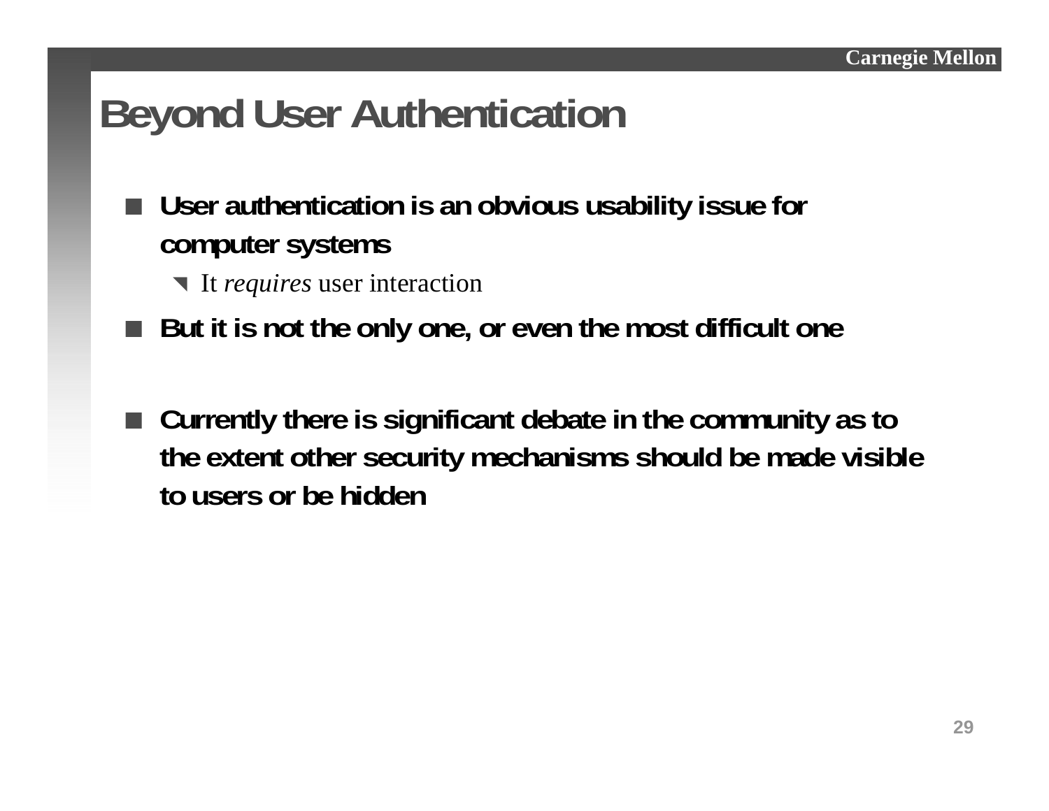# Beyond User Authentication

- **User authentication is an obvious usability issue for computer systems**
  - It *requires* user interaction
- **But it is not the only one, or even the most difficult one**

- **Currently there is significant debate in the community as to the extent other security mechanisms should be made visible to users or be hidden**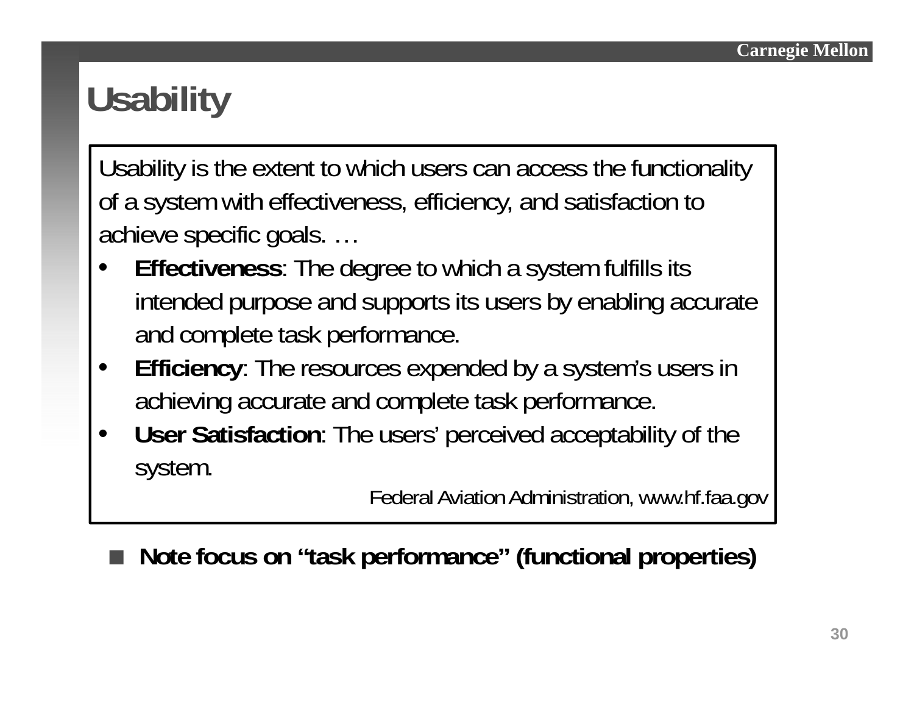# Usability

> Usability is the extent to which users can access the functionality of a system with effectiveness, efficiency, and satisfaction to achieve specific goals. …
>
> - **Effectiveness**: The degree to which a system fulfills its intended purpose and supports its users by enabling accurate and complete task performance.
> - **Efficiency**: The resources expended by a system's users in achieving accurate and complete task performance.
> - **User Satisfaction**: The users' perceived acceptability of the system.
>
> Federal Aviation Administration, www.hf.faa.gov

- **Note focus on "task performance" (functional properties)**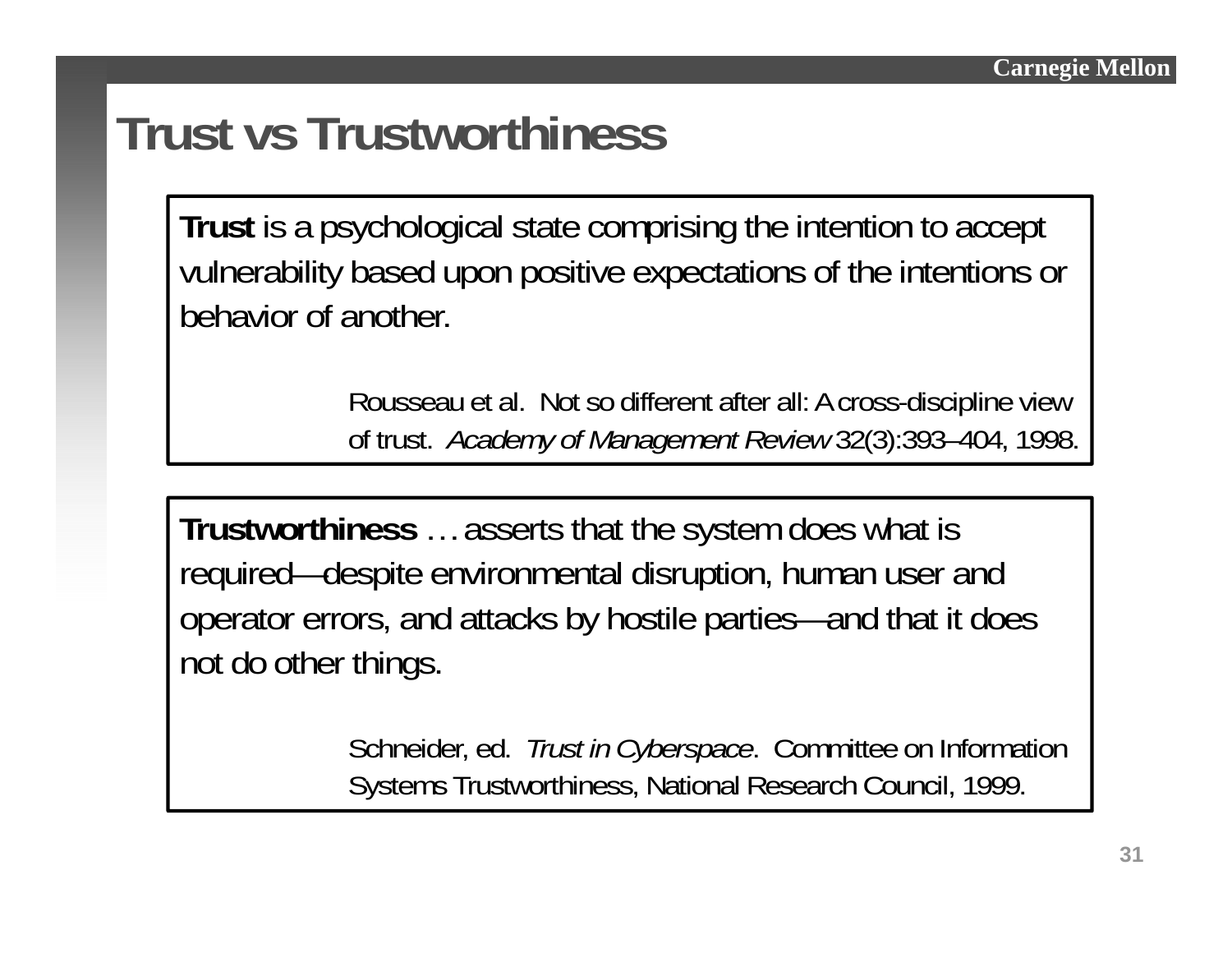# Trust vs Trustworthiness

> **Trust** is a psychological state comprising the intention to accept vulnerability based upon positive expectations of the intentions or behavior of another.
>
> Rousseau et al. Not so different after all: A cross-discipline view of trust. *Academy of Management Review* 32(3):393–404, 1998.

> **Trustworthiness** … asserts that the system does what is required—despite environmental disruption, human user and operator errors, and attacks by hostile parties—and that it does not do other things.
>
> Schneider, ed. *Trust in Cyberspace*. Committee on Information Systems Trustworthiness, National Research Council, 1999.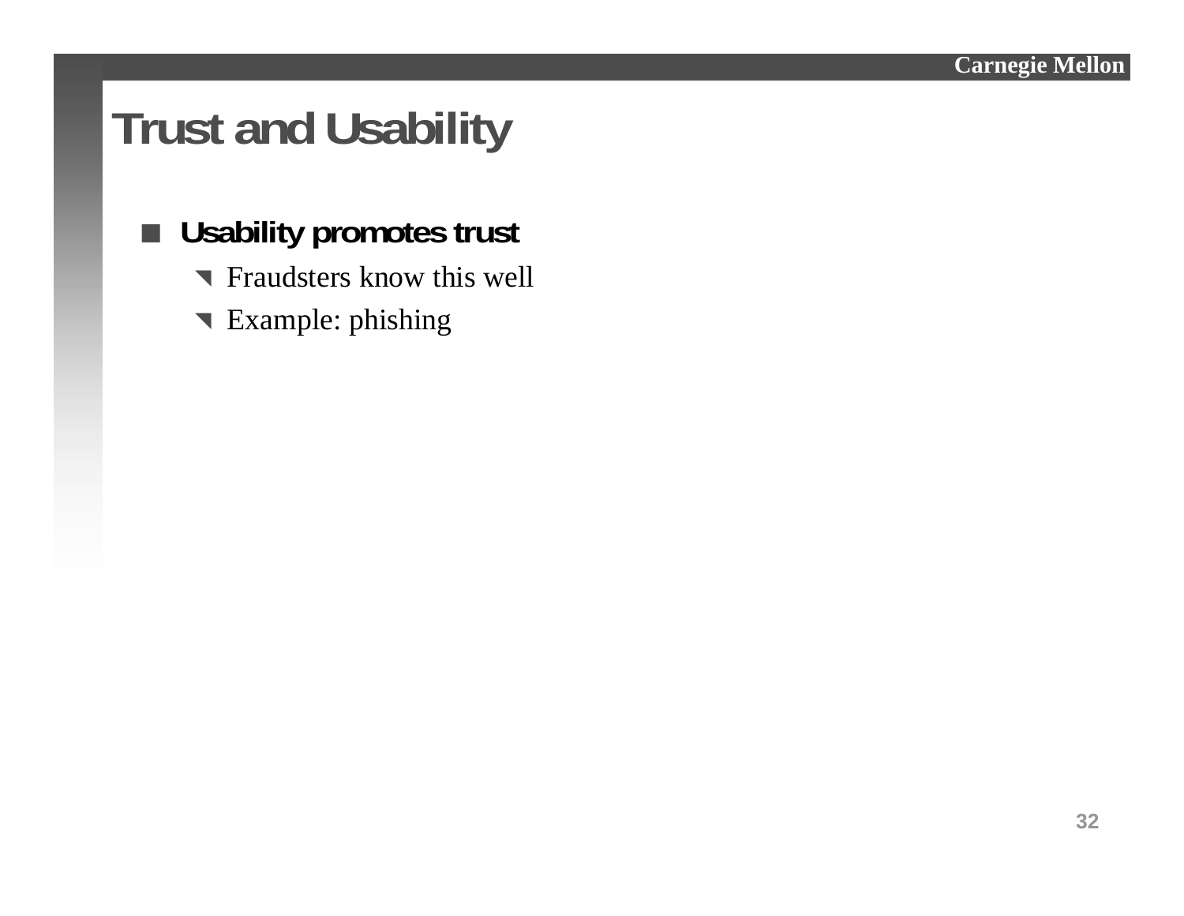# Trust and Usability

- **Usability promotes trust**
  - Fraudsters know this well
  - Example: phishing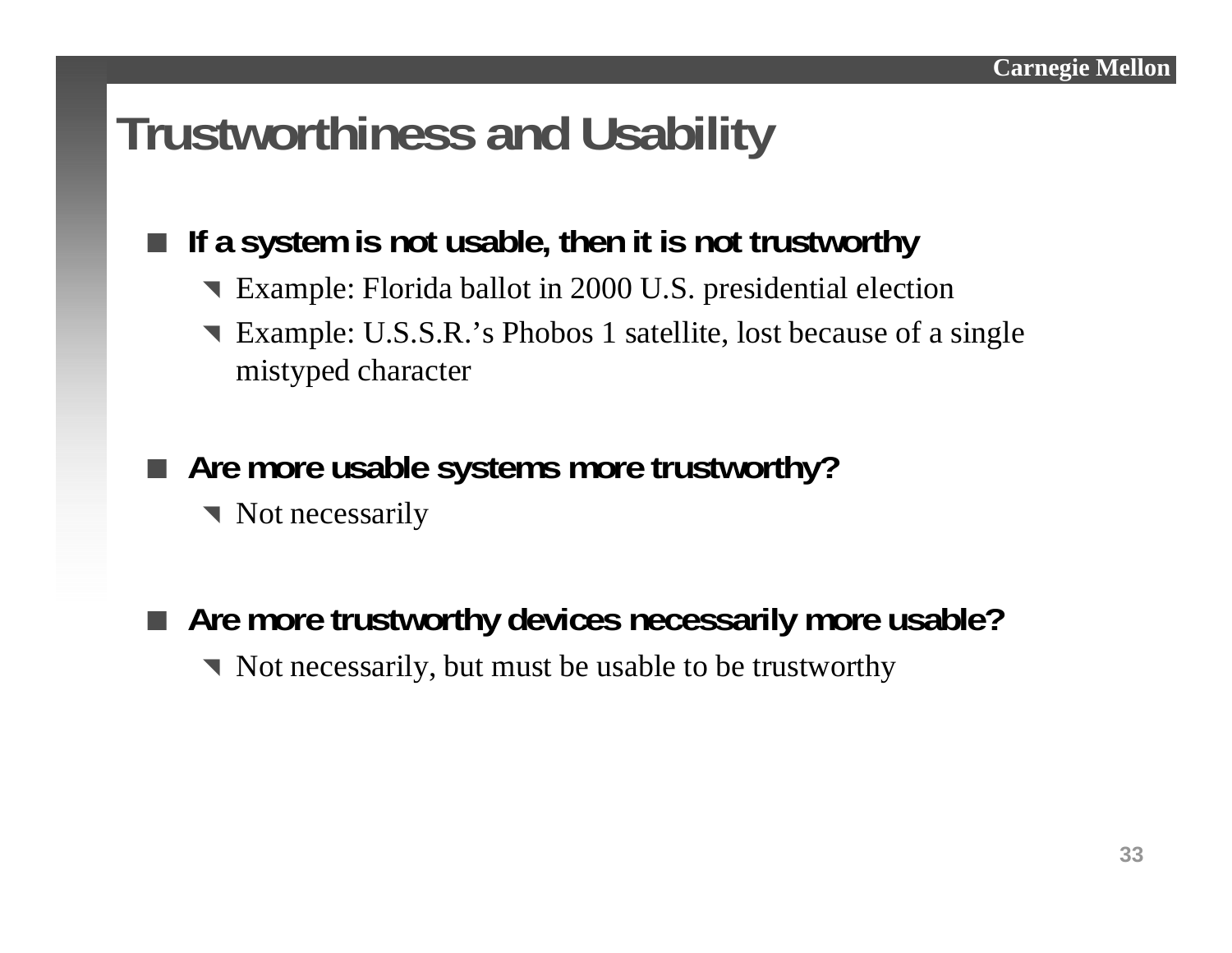# Trustworthiness and Usability

- **If a system is not usable, then it is not trustworthy**
  - Example: Florida ballot in 2000 U.S. presidential election
  - Example: U.S.S.R.'s Phobos 1 satellite, lost because of a single mistyped character

- **Are more usable systems more trustworthy?**
  - Not necessarily

- **Are more trustworthy devices necessarily more usable?**
  - Not necessarily, but must be usable to be trustworthy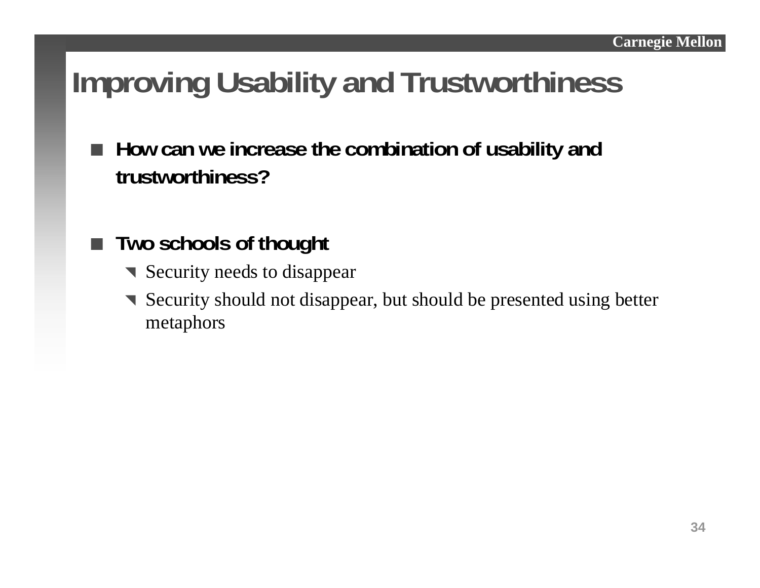# Improving Usability and Trustworthiness

- **How can we increase the combination of usability and trustworthiness?**

- **Two schools of thought**
  - Security needs to disappear
  - Security should not disappear, but should be presented using better metaphors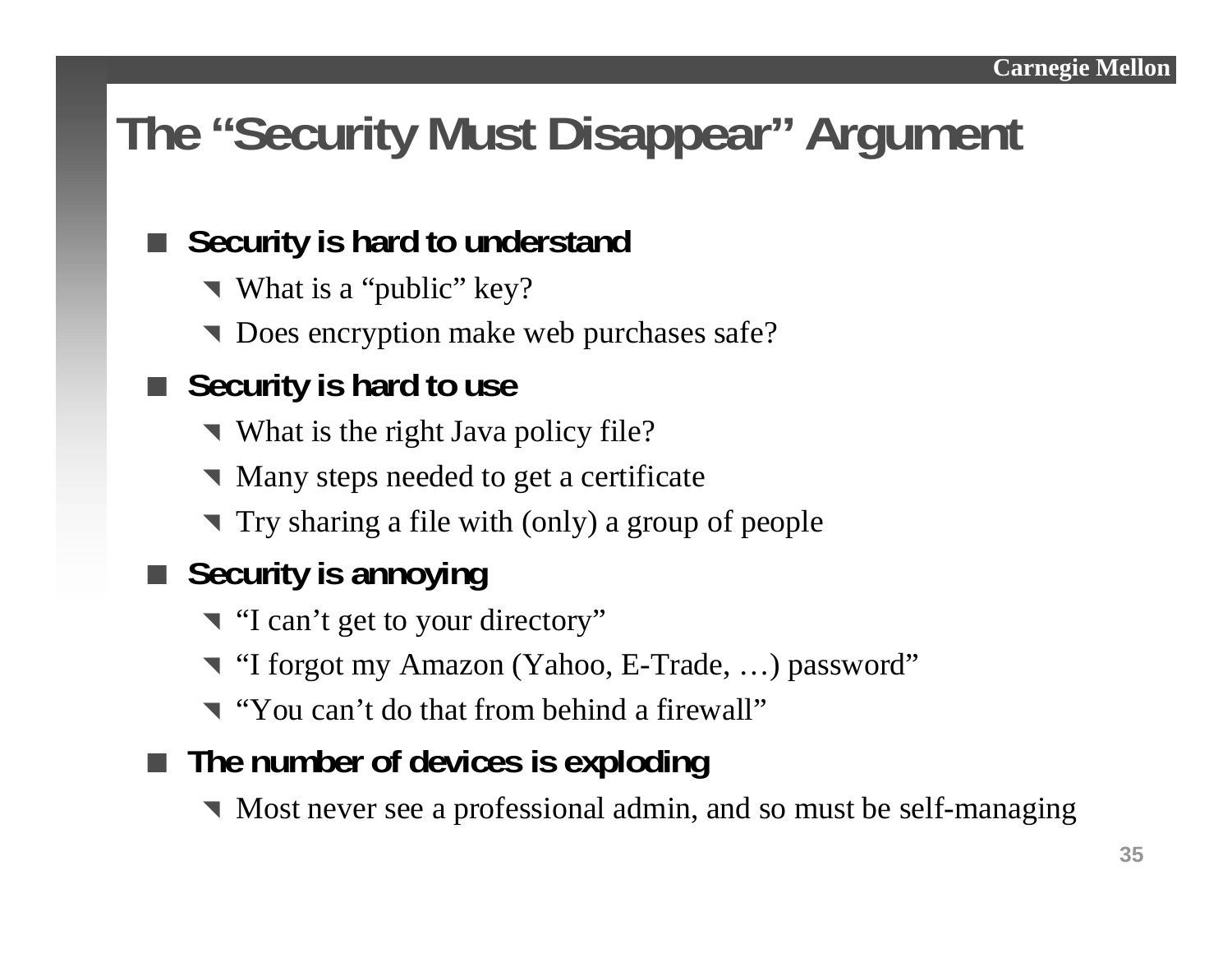# The "Security Must Disappear" Argument

- **Security is hard to understand**
  - What is a "public" key?
  - Does encryption make web purchases safe?
- **Security is hard to use**
  - What is the right Java policy file?
  - Many steps needed to get a certificate
  - Try sharing a file with (only) a group of people
- **Security is annoying**
  - "I can't get to your directory"
  - "I forgot my Amazon (Yahoo, E-Trade, …) password"
  - "You can't do that from behind a firewall"
- **The number of devices is exploding**
  - Most never see a professional admin, and so must be self-managing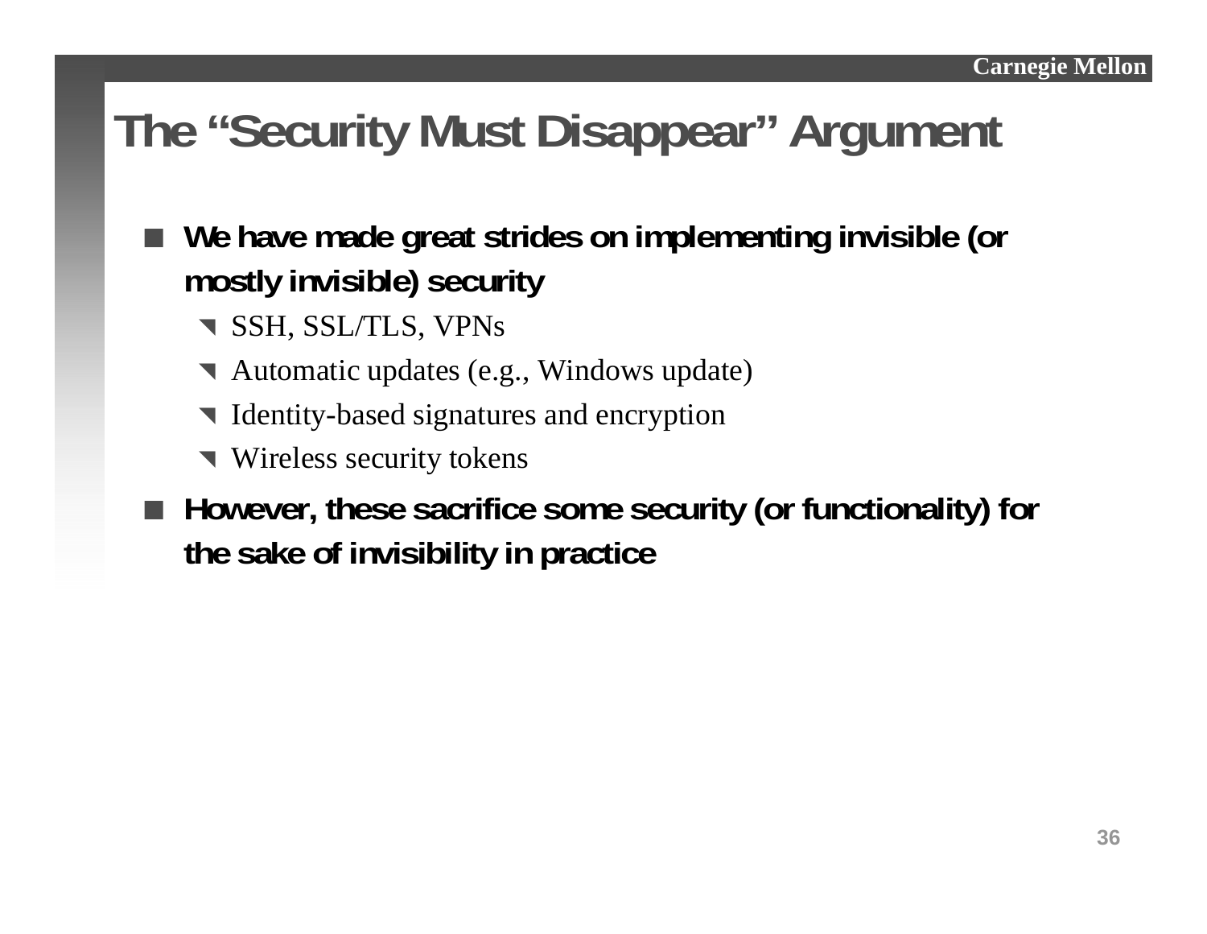# The "Security Must Disappear" Argument

- **We have made great strides on implementing invisible (or mostly invisible) security**
  - SSH, SSL/TLS, VPNs
  - Automatic updates (e.g., Windows update)
  - Identity-based signatures and encryption
  - Wireless security tokens
- **However, these sacrifice some security (or functionality) for the sake of invisibility in practice**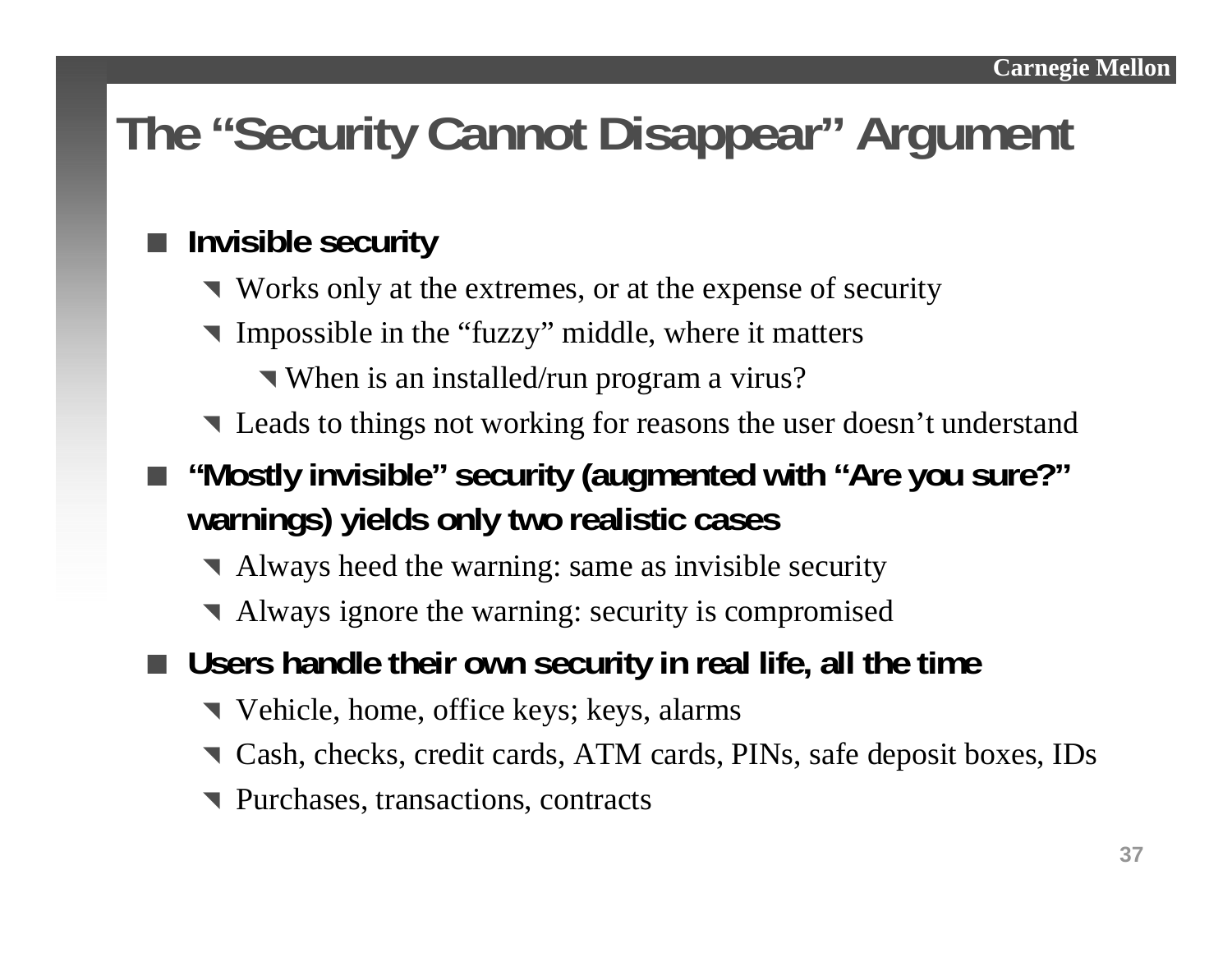# The "Security Cannot Disappear" Argument

- **Invisible security**
  - Works only at the extremes, or at the expense of security
  - Impossible in the "fuzzy" middle, where it matters
    - When is an installed/run program a virus?
  - Leads to things not working for reasons the user doesn't understand
- **"Mostly invisible" security (augmented with "Are you sure?" warnings) yields only two realistic cases**
  - Always heed the warning: same as invisible security
  - Always ignore the warning: security is compromised
- **Users handle their own security in real life, all the time**
  - Vehicle, home, office keys; keys, alarms
  - Cash, checks, credit cards, ATM cards, PINs, safe deposit boxes, IDs
  - Purchases, transactions, contracts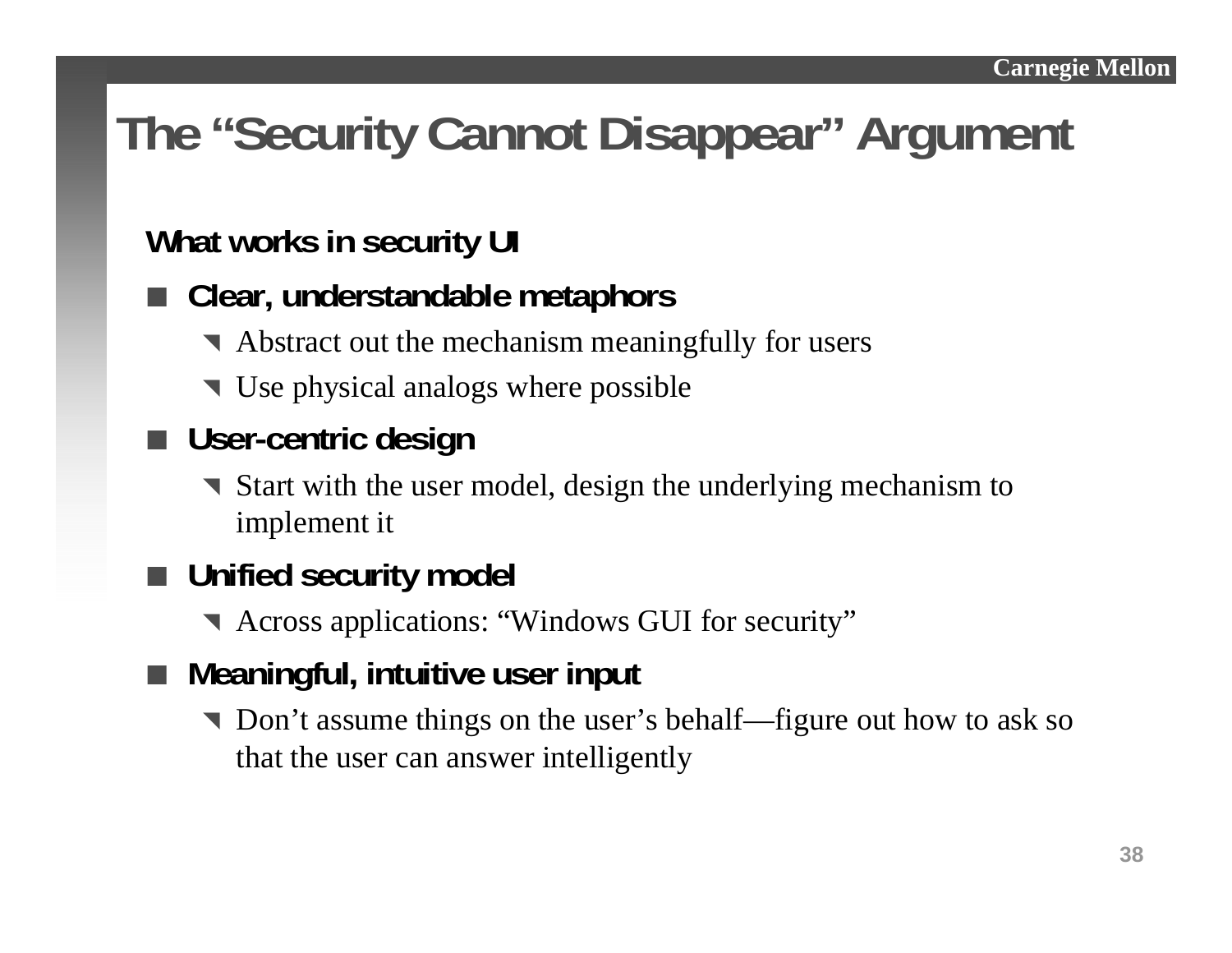# The "Security Cannot Disappear" Argument

**What works in security UI**

- **Clear, understandable metaphors**
  - Abstract out the mechanism meaningfully for users
  - Use physical analogs where possible
- **User-centric design**
  - Start with the user model, design the underlying mechanism to implement it
- **Unified security model**
  - Across applications: "Windows GUI for security"
- **Meaningful, intuitive user input**
  - Don't assume things on the user's behalf—figure out how to ask so that the user can answer intelligently